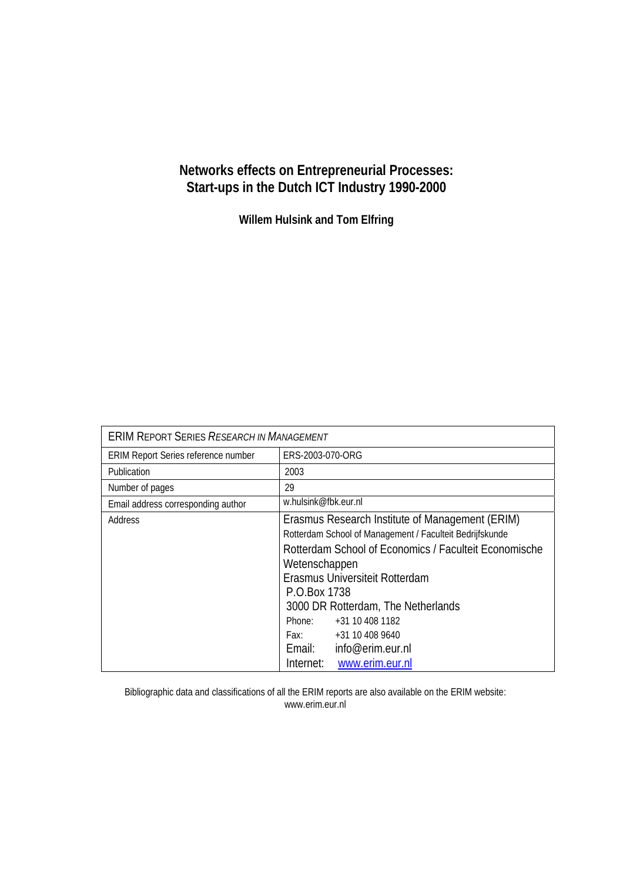# Networks effects on Entrepreneurial Processes: Start-ups in the Dutch ICT Industry 1990-2000

**Willem Hulsink and Tom Elfring**

| ERIM REPORT SERIES *RESEARCH IN MANAGEMENT* | |
|---|---|
| ERIM Report Series reference number | ERS-2003-070-ORG |
| Publication | 2003 |
| Number of pages | 29 |
| Email address corresponding author | w.hulsink@fbk.eur.nl |
| Address | Erasmus Research Institute of Management (ERIM)<br>Rotterdam School of Management / Faculteit Bedrijfskunde<br>Rotterdam School of Economics / Faculteit Economische Wetenschappen<br>Erasmus Universiteit Rotterdam<br>P.O.Box 1738<br>3000 DR Rotterdam, The Netherlands<br>Phone: +31 10 408 1182<br>Fax: +31 10 408 9640<br>Email: info@erim.eur.nl<br>Internet: www.erim.eur.nl |

Bibliographic data and classifications of all the ERIM reports are also available on the ERIM website: www.erim.eur.nl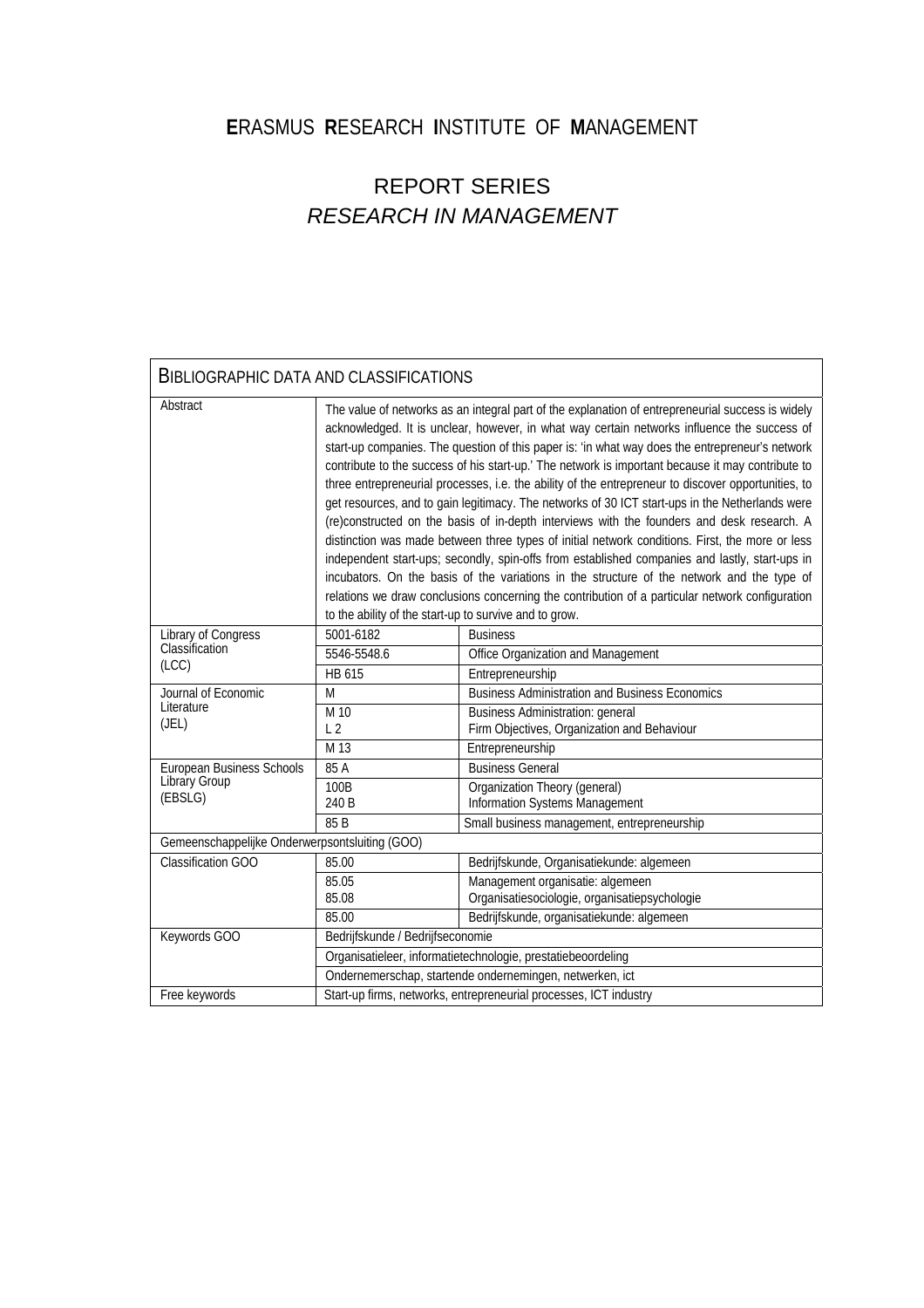# ERASMUS RESEARCH INSTITUTE OF MANAGEMENT

## REPORT SERIES
## *RESEARCH IN MANAGEMENT*

| BIBLIOGRAPHIC DATA AND CLASSIFICATIONS | | |
|---|---|---|
| Abstract | The value of networks as an integral part of the explanation of entrepreneurial success is widely acknowledged. It is unclear, however, in what way certain networks influence the success of start-up companies. The question of this paper is: 'in what way does the entrepreneur's network contribute to the success of his start-up.' The network is important because it may contribute to three entrepreneurial processes, i.e. the ability of the entrepreneur to discover opportunities, to get resources, and to gain legitimacy. The networks of 30 ICT start-ups in the Netherlands were (re)constructed on the basis of in-depth interviews with the founders and desk research. A distinction was made between three types of initial network conditions. First, the more or less independent start-ups; secondly, spin-offs from established companies and lastly, start-ups in incubators. On the basis of the variations in the structure of the network and the type of relations we draw conclusions concerning the contribution of a particular network configuration to the ability of the start-up to survive and to grow. | |
| Library of Congress Classification (LCC) | 5001-6182 | Business |
| | 5546-5548.6 | Office Organization and Management |
| | HB 615 | Entrepreneurship |
| Journal of Economic Literature (JEL) | M | Business Administration and Business Economics |
| | M 10<br>L 2 | Business Administration: general<br>Firm Objectives, Organization and Behaviour |
| | M 13 | Entrepreneurship |
| European Business Schools Library Group (EBSLG) | 85 A | Business General |
| | 100B<br>240 B | Organization Theory (general)<br>Information Systems Management |
| | 85 B | Small business management, entrepreneurship |
| Gemeenschappelijke Onderwerpsontsluiting (GOO) | | |
| Classification GOO | 85.00 | Bedrijfskunde, Organisatiekunde: algemeen |
| | 85.05<br>85.08 | Management organisatie: algemeen<br>Organisatiesociologie, organisatiepsychologie |
| | 85.00 | Bedrijfskunde, organisatiekunde: algemeen |
| Keywords GOO | Bedrijfskunde / Bedrijfseconomie | |
| | Organisatieleer, informatietechnologie, prestatiebeoordeling | |
| | Ondernemerschap, startende ondernemingen, netwerken, ict | |
| Free keywords | Start-up firms, networks, entrepreneurial processes, ICT industry | |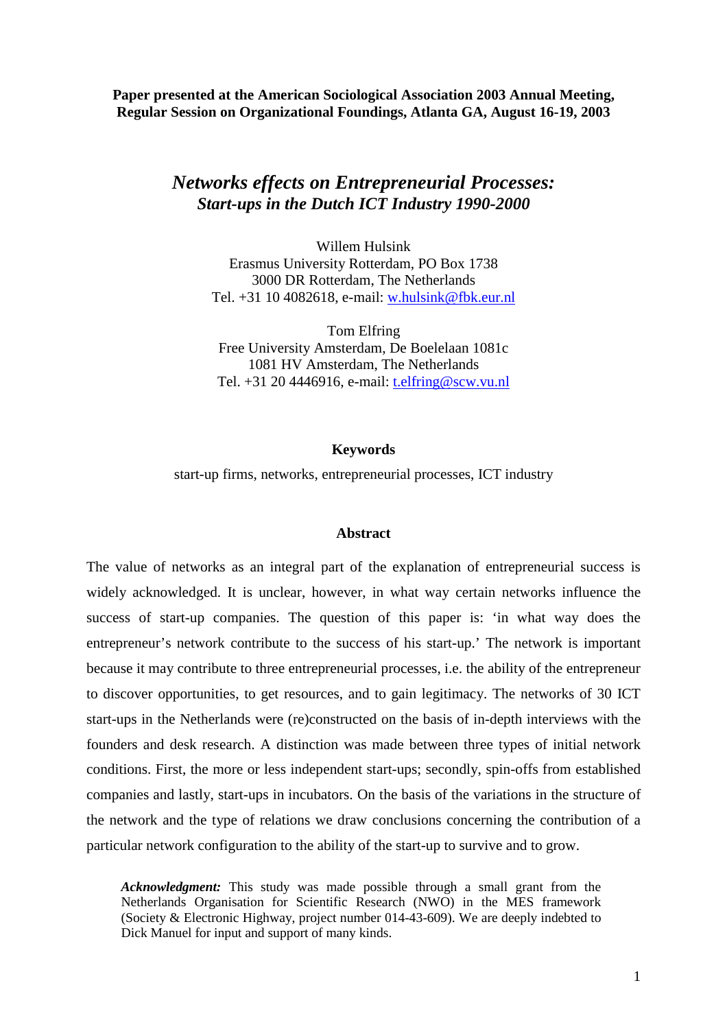**Paper presented at the American Sociological Association 2003 Annual Meeting, Regular Session on Organizational Foundings, Atlanta GA, August 16-19, 2003**

# *Networks effects on Entrepreneurial Processes: Start-ups in the Dutch ICT Industry 1990-2000*

Willem Hulsink
Erasmus University Rotterdam, PO Box 1738
3000 DR Rotterdam, The Netherlands
Tel. +31 10 4082618, e-mail: w.hulsink@fbk.eur.nl

Tom Elfring
Free University Amsterdam, De Boelelaan 1081c
1081 HV Amsterdam, The Netherlands
Tel. +31 20 4446916, e-mail: t.elfring@scw.vu.nl

**Keywords**

start-up firms, networks, entrepreneurial processes, ICT industry

**Abstract**

The value of networks as an integral part of the explanation of entrepreneurial success is widely acknowledged. It is unclear, however, in what way certain networks influence the success of start-up companies. The question of this paper is: 'in what way does the entrepreneur's network contribute to the success of his start-up.' The network is important because it may contribute to three entrepreneurial processes, i.e. the ability of the entrepreneur to discover opportunities, to get resources, and to gain legitimacy. The networks of 30 ICT start-ups in the Netherlands were (re)constructed on the basis of in-depth interviews with the founders and desk research. A distinction was made between three types of initial network conditions. First, the more or less independent start-ups; secondly, spin-offs from established companies and lastly, start-ups in incubators. On the basis of the variations in the structure of the network and the type of relations we draw conclusions concerning the contribution of a particular network configuration to the ability of the start-up to survive and to grow.

***Acknowledgment:*** This study was made possible through a small grant from the Netherlands Organisation for Scientific Research (NWO) in the MES framework (Society & Electronic Highway, project number 014-43-609). We are deeply indebted to Dick Manuel for input and support of many kinds.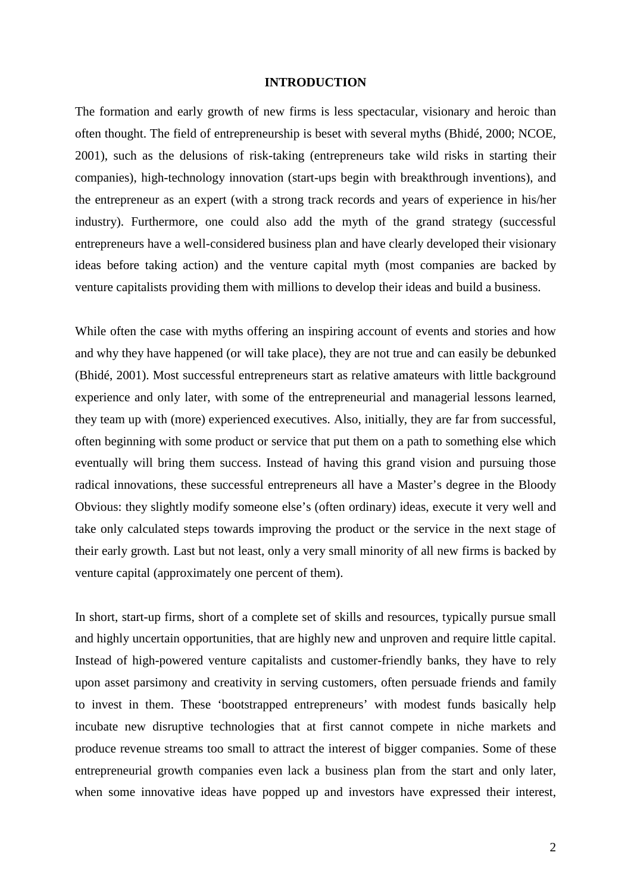## INTRODUCTION

The formation and early growth of new firms is less spectacular, visionary and heroic than often thought. The field of entrepreneurship is beset with several myths (Bhidé, 2000; NCOE, 2001), such as the delusions of risk-taking (entrepreneurs take wild risks in starting their companies), high-technology innovation (start-ups begin with breakthrough inventions), and the entrepreneur as an expert (with a strong track records and years of experience in his/her industry). Furthermore, one could also add the myth of the grand strategy (successful entrepreneurs have a well-considered business plan and have clearly developed their visionary ideas before taking action) and the venture capital myth (most companies are backed by venture capitalists providing them with millions to develop their ideas and build a business.

While often the case with myths offering an inspiring account of events and stories and how and why they have happened (or will take place), they are not true and can easily be debunked (Bhidé, 2001). Most successful entrepreneurs start as relative amateurs with little background experience and only later, with some of the entrepreneurial and managerial lessons learned, they team up with (more) experienced executives. Also, initially, they are far from successful, often beginning with some product or service that put them on a path to something else which eventually will bring them success. Instead of having this grand vision and pursuing those radical innovations, these successful entrepreneurs all have a Master's degree in the Bloody Obvious: they slightly modify someone else's (often ordinary) ideas, execute it very well and take only calculated steps towards improving the product or the service in the next stage of their early growth. Last but not least, only a very small minority of all new firms is backed by venture capital (approximately one percent of them).

In short, start-up firms, short of a complete set of skills and resources, typically pursue small and highly uncertain opportunities, that are highly new and unproven and require little capital. Instead of high-powered venture capitalists and customer-friendly banks, they have to rely upon asset parsimony and creativity in serving customers, often persuade friends and family to invest in them. These 'bootstrapped entrepreneurs' with modest funds basically help incubate new disruptive technologies that at first cannot compete in niche markets and produce revenue streams too small to attract the interest of bigger companies. Some of these entrepreneurial growth companies even lack a business plan from the start and only later, when some innovative ideas have popped up and investors have expressed their interest,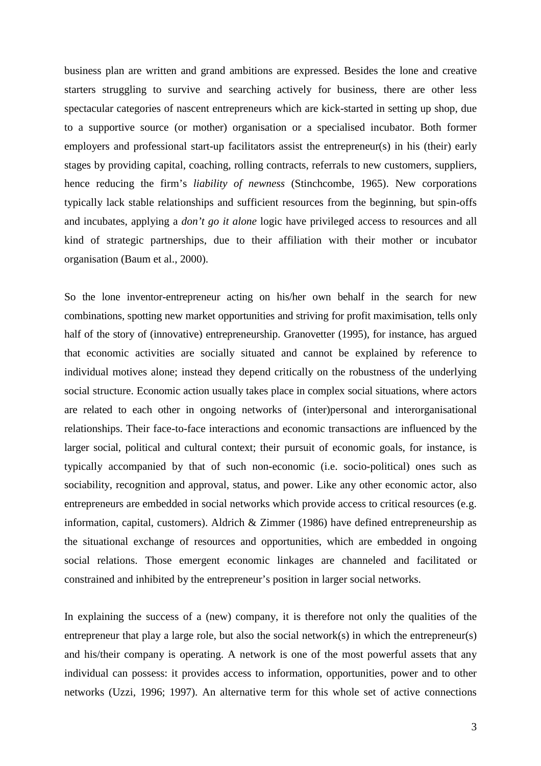business plan are written and grand ambitions are expressed. Besides the lone and creative starters struggling to survive and searching actively for business, there are other less spectacular categories of nascent entrepreneurs which are kick-started in setting up shop, due to a supportive source (or mother) organisation or a specialised incubator. Both former employers and professional start-up facilitators assist the entrepreneur(s) in his (their) early stages by providing capital, coaching, rolling contracts, referrals to new customers, suppliers, hence reducing the firm's *liability of newness* (Stinchcombe, 1965). New corporations typically lack stable relationships and sufficient resources from the beginning, but spin-offs and incubates, applying a *don't go it alone* logic have privileged access to resources and all kind of strategic partnerships, due to their affiliation with their mother or incubator organisation (Baum et al., 2000).

So the lone inventor-entrepreneur acting on his/her own behalf in the search for new combinations, spotting new market opportunities and striving for profit maximisation, tells only half of the story of (innovative) entrepreneurship. Granovetter (1995), for instance, has argued that economic activities are socially situated and cannot be explained by reference to individual motives alone; instead they depend critically on the robustness of the underlying social structure. Economic action usually takes place in complex social situations, where actors are related to each other in ongoing networks of (inter)personal and interorganisational relationships. Their face-to-face interactions and economic transactions are influenced by the larger social, political and cultural context; their pursuit of economic goals, for instance, is typically accompanied by that of such non-economic (i.e. socio-political) ones such as sociability, recognition and approval, status, and power. Like any other economic actor, also entrepreneurs are embedded in social networks which provide access to critical resources (e.g. information, capital, customers). Aldrich & Zimmer (1986) have defined entrepreneurship as the situational exchange of resources and opportunities, which are embedded in ongoing social relations. Those emergent economic linkages are channeled and facilitated or constrained and inhibited by the entrepreneur's position in larger social networks.

In explaining the success of a (new) company, it is therefore not only the qualities of the entrepreneur that play a large role, but also the social network(s) in which the entrepreneur(s) and his/their company is operating. A network is one of the most powerful assets that any individual can possess: it provides access to information, opportunities, power and to other networks (Uzzi, 1996; 1997). An alternative term for this whole set of active connections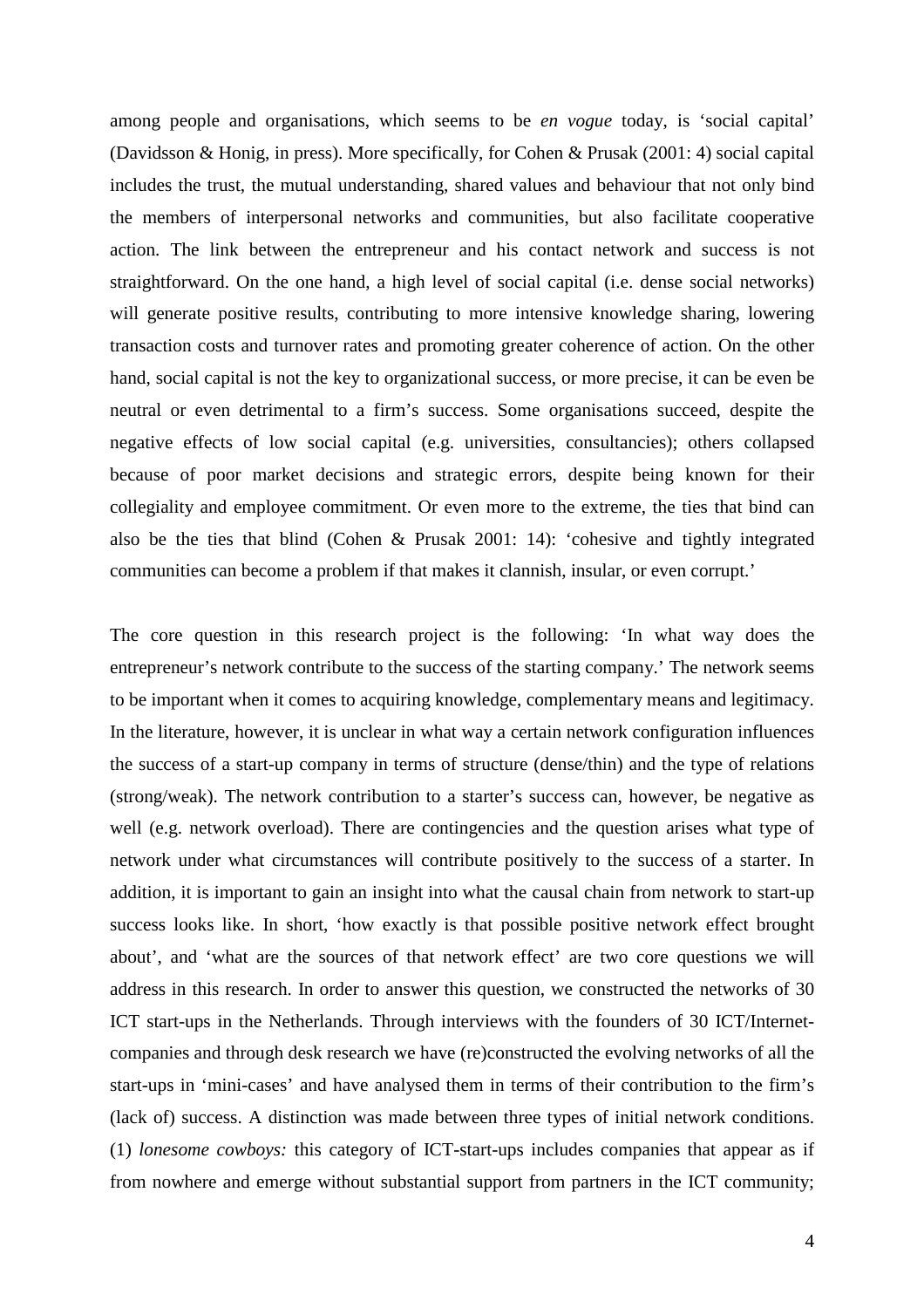among people and organisations, which seems to be *en vogue* today, is 'social capital' (Davidsson & Honig, in press). More specifically, for Cohen & Prusak (2001: 4) social capital includes the trust, the mutual understanding, shared values and behaviour that not only bind the members of interpersonal networks and communities, but also facilitate cooperative action. The link between the entrepreneur and his contact network and success is not straightforward. On the one hand, a high level of social capital (i.e. dense social networks) will generate positive results, contributing to more intensive knowledge sharing, lowering transaction costs and turnover rates and promoting greater coherence of action. On the other hand, social capital is not the key to organizational success, or more precise, it can be even be neutral or even detrimental to a firm's success. Some organisations succeed, despite the negative effects of low social capital (e.g. universities, consultancies); others collapsed because of poor market decisions and strategic errors, despite being known for their collegiality and employee commitment. Or even more to the extreme, the ties that bind can also be the ties that blind (Cohen & Prusak 2001: 14): 'cohesive and tightly integrated communities can become a problem if that makes it clannish, insular, or even corrupt.'

The core question in this research project is the following: 'In what way does the entrepreneur's network contribute to the success of the starting company.' The network seems to be important when it comes to acquiring knowledge, complementary means and legitimacy. In the literature, however, it is unclear in what way a certain network configuration influences the success of a start-up company in terms of structure (dense/thin) and the type of relations (strong/weak). The network contribution to a starter's success can, however, be negative as well (e.g. network overload). There are contingencies and the question arises what type of network under what circumstances will contribute positively to the success of a starter. In addition, it is important to gain an insight into what the causal chain from network to start-up success looks like. In short, 'how exactly is that possible positive network effect brought about', and 'what are the sources of that network effect' are two core questions we will address in this research. In order to answer this question, we constructed the networks of 30 ICT start-ups in the Netherlands. Through interviews with the founders of 30 ICT/Internet-companies and through desk research we have (re)constructed the evolving networks of all the start-ups in 'mini-cases' and have analysed them in terms of their contribution to the firm's (lack of) success. A distinction was made between three types of initial network conditions. (1) *lonesome cowboys:* this category of ICT-start-ups includes companies that appear as if from nowhere and emerge without substantial support from partners in the ICT community;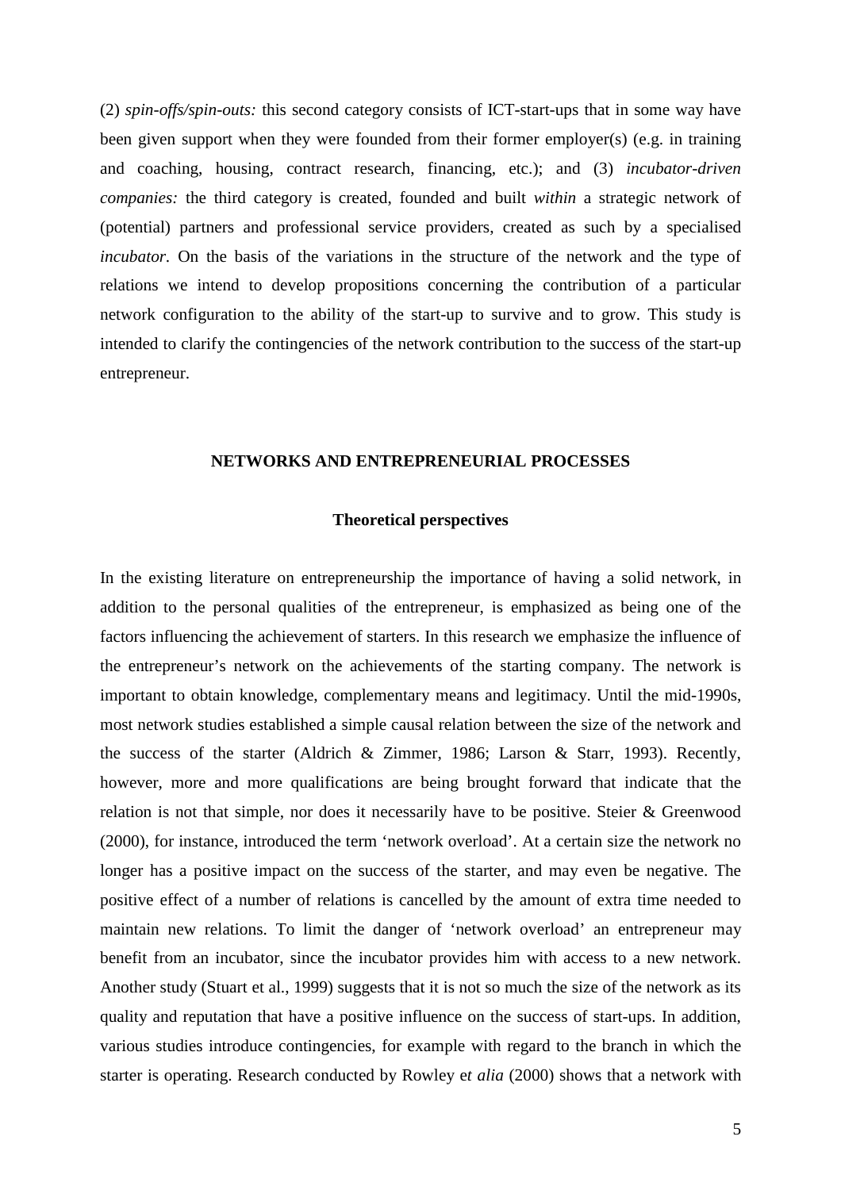(2) *spin-offs/spin-outs:* this second category consists of ICT-start-ups that in some way have been given support when they were founded from their former employer(s) (e.g. in training and coaching, housing, contract research, financing, etc.); and (3) *incubator-driven companies:* the third category is created, founded and built *within* a strategic network of (potential) partners and professional service providers, created as such by a specialised *incubator*. On the basis of the variations in the structure of the network and the type of relations we intend to develop propositions concerning the contribution of a particular network configuration to the ability of the start-up to survive and to grow. This study is intended to clarify the contingencies of the network contribution to the success of the start-up entrepreneur.

## NETWORKS AND ENTREPRENEURIAL PROCESSES

### Theoretical perspectives

In the existing literature on entrepreneurship the importance of having a solid network, in addition to the personal qualities of the entrepreneur, is emphasized as being one of the factors influencing the achievement of starters. In this research we emphasize the influence of the entrepreneur's network on the achievements of the starting company. The network is important to obtain knowledge, complementary means and legitimacy. Until the mid-1990s, most network studies established a simple causal relation between the size of the network and the success of the starter (Aldrich & Zimmer, 1986; Larson & Starr, 1993). Recently, however, more and more qualifications are being brought forward that indicate that the relation is not that simple, nor does it necessarily have to be positive. Steier & Greenwood (2000), for instance, introduced the term 'network overload'. At a certain size the network no longer has a positive impact on the success of the starter, and may even be negative. The positive effect of a number of relations is cancelled by the amount of extra time needed to maintain new relations. To limit the danger of 'network overload' an entrepreneur may benefit from an incubator, since the incubator provides him with access to a new network. Another study (Stuart et al., 1999) suggests that it is not so much the size of the network as its quality and reputation that have a positive influence on the success of start-ups. In addition, various studies introduce contingencies, for example with regard to the branch in which the starter is operating. Research conducted by Rowley e*t alia* (2000) shows that a network with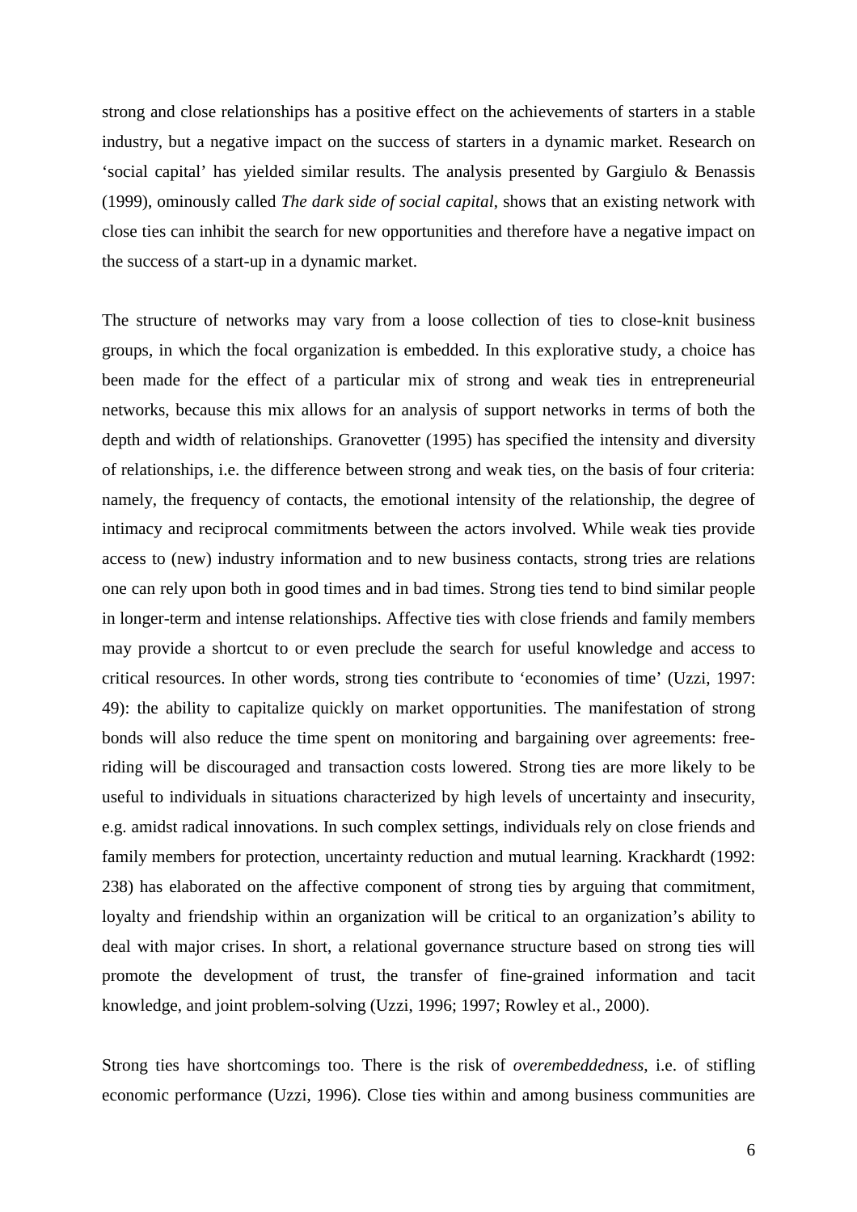strong and close relationships has a positive effect on the achievements of starters in a stable industry, but a negative impact on the success of starters in a dynamic market. Research on 'social capital' has yielded similar results. The analysis presented by Gargiulo & Benassis (1999), ominously called *The dark side of social capital*, shows that an existing network with close ties can inhibit the search for new opportunities and therefore have a negative impact on the success of a start-up in a dynamic market.

The structure of networks may vary from a loose collection of ties to close-knit business groups, in which the focal organization is embedded. In this explorative study, a choice has been made for the effect of a particular mix of strong and weak ties in entrepreneurial networks, because this mix allows for an analysis of support networks in terms of both the depth and width of relationships. Granovetter (1995) has specified the intensity and diversity of relationships, i.e. the difference between strong and weak ties, on the basis of four criteria: namely, the frequency of contacts, the emotional intensity of the relationship, the degree of intimacy and reciprocal commitments between the actors involved. While weak ties provide access to (new) industry information and to new business contacts, strong tries are relations one can rely upon both in good times and in bad times. Strong ties tend to bind similar people in longer-term and intense relationships. Affective ties with close friends and family members may provide a shortcut to or even preclude the search for useful knowledge and access to critical resources. In other words, strong ties contribute to 'economies of time' (Uzzi, 1997: 49): the ability to capitalize quickly on market opportunities. The manifestation of strong bonds will also reduce the time spent on monitoring and bargaining over agreements: free-riding will be discouraged and transaction costs lowered. Strong ties are more likely to be useful to individuals in situations characterized by high levels of uncertainty and insecurity, e.g. amidst radical innovations. In such complex settings, individuals rely on close friends and family members for protection, uncertainty reduction and mutual learning. Krackhardt (1992: 238) has elaborated on the affective component of strong ties by arguing that commitment, loyalty and friendship within an organization will be critical to an organization's ability to deal with major crises. In short, a relational governance structure based on strong ties will promote the development of trust, the transfer of fine-grained information and tacit knowledge, and joint problem-solving (Uzzi, 1996; 1997; Rowley et al., 2000).

Strong ties have shortcomings too. There is the risk of *overembeddedness*, i.e. of stifling economic performance (Uzzi, 1996). Close ties within and among business communities are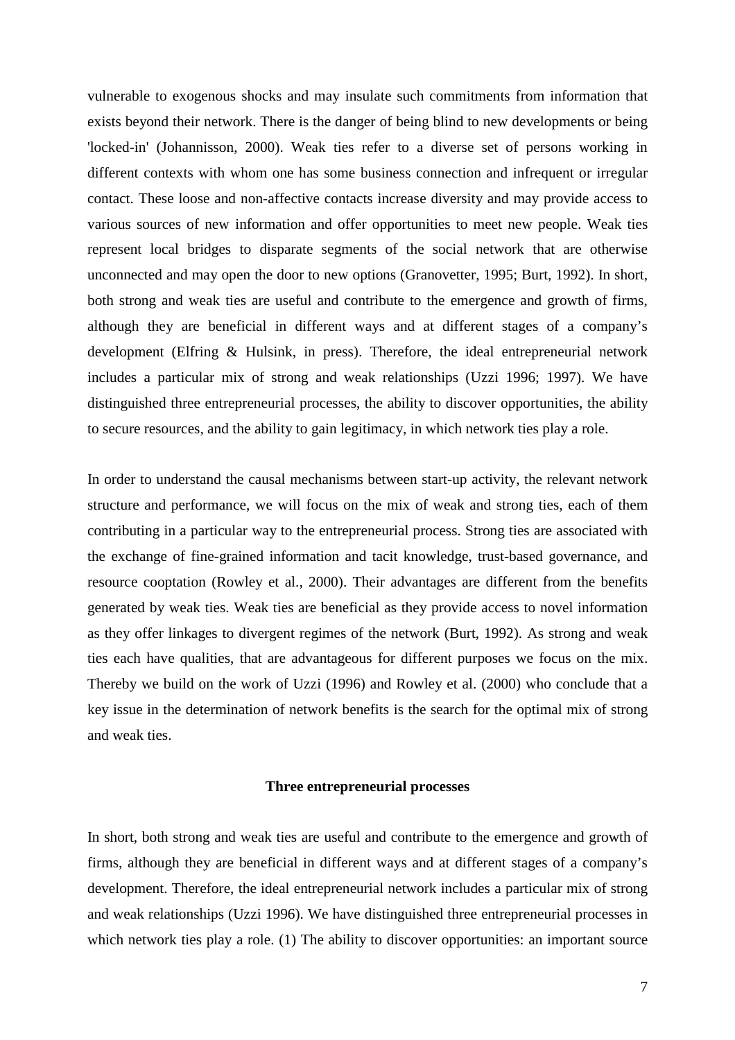vulnerable to exogenous shocks and may insulate such commitments from information that exists beyond their network. There is the danger of being blind to new developments or being 'locked-in' (Johannisson, 2000). Weak ties refer to a diverse set of persons working in different contexts with whom one has some business connection and infrequent or irregular contact. These loose and non-affective contacts increase diversity and may provide access to various sources of new information and offer opportunities to meet new people. Weak ties represent local bridges to disparate segments of the social network that are otherwise unconnected and may open the door to new options (Granovetter, 1995; Burt, 1992). In short, both strong and weak ties are useful and contribute to the emergence and growth of firms, although they are beneficial in different ways and at different stages of a company's development (Elfring & Hulsink, in press). Therefore, the ideal entrepreneurial network includes a particular mix of strong and weak relationships (Uzzi 1996; 1997). We have distinguished three entrepreneurial processes, the ability to discover opportunities, the ability to secure resources, and the ability to gain legitimacy, in which network ties play a role.

In order to understand the causal mechanisms between start-up activity, the relevant network structure and performance, we will focus on the mix of weak and strong ties, each of them contributing in a particular way to the entrepreneurial process. Strong ties are associated with the exchange of fine-grained information and tacit knowledge, trust-based governance, and resource cooptation (Rowley et al., 2000). Their advantages are different from the benefits generated by weak ties. Weak ties are beneficial as they provide access to novel information as they offer linkages to divergent regimes of the network (Burt, 1992). As strong and weak ties each have qualities, that are advantageous for different purposes we focus on the mix. Thereby we build on the work of Uzzi (1996) and Rowley et al. (2000) who conclude that a key issue in the determination of network benefits is the search for the optimal mix of strong and weak ties.

## Three entrepreneurial processes

In short, both strong and weak ties are useful and contribute to the emergence and growth of firms, although they are beneficial in different ways and at different stages of a company's development. Therefore, the ideal entrepreneurial network includes a particular mix of strong and weak relationships (Uzzi 1996). We have distinguished three entrepreneurial processes in which network ties play a role. (1) The ability to discover opportunities: an important source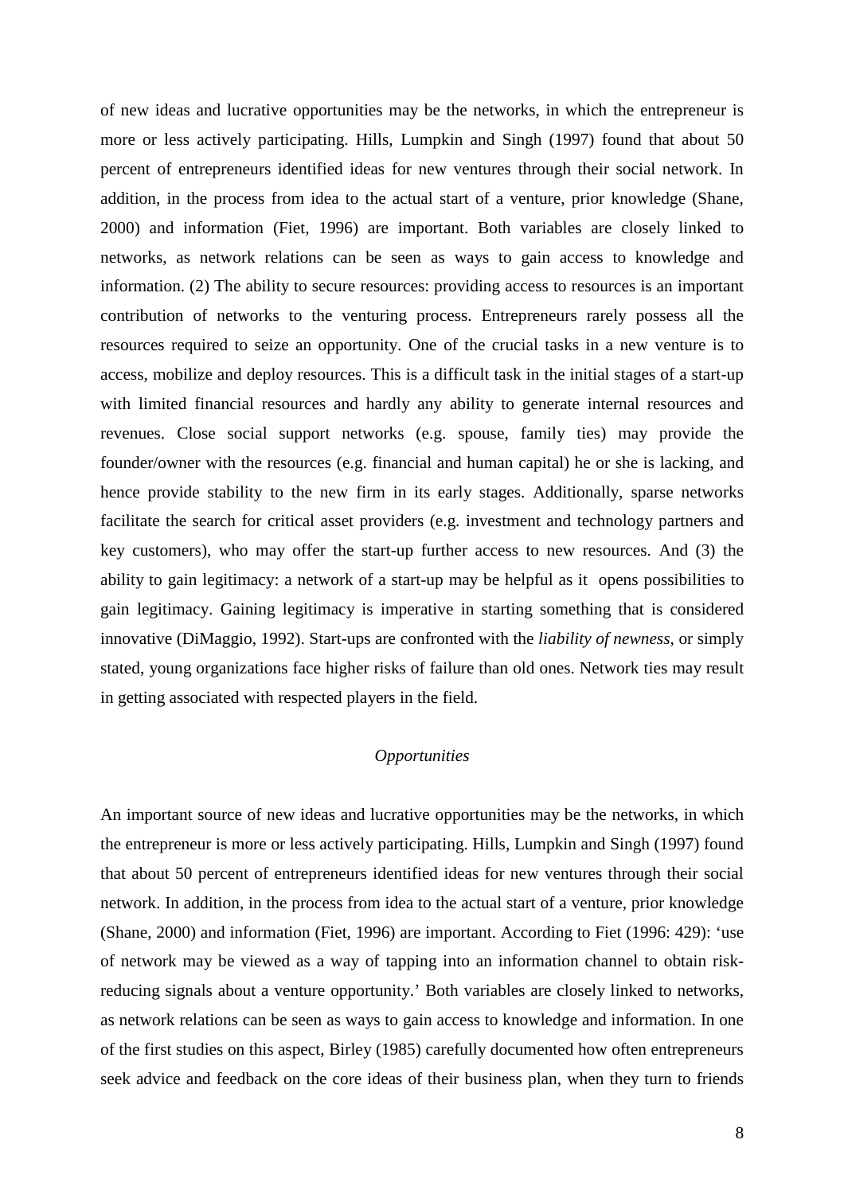of new ideas and lucrative opportunities may be the networks, in which the entrepreneur is more or less actively participating. Hills, Lumpkin and Singh (1997) found that about 50 percent of entrepreneurs identified ideas for new ventures through their social network. In addition, in the process from idea to the actual start of a venture, prior knowledge (Shane, 2000) and information (Fiet, 1996) are important. Both variables are closely linked to networks, as network relations can be seen as ways to gain access to knowledge and information. (2) The ability to secure resources: providing access to resources is an important contribution of networks to the venturing process. Entrepreneurs rarely possess all the resources required to seize an opportunity. One of the crucial tasks in a new venture is to access, mobilize and deploy resources. This is a difficult task in the initial stages of a start-up with limited financial resources and hardly any ability to generate internal resources and revenues. Close social support networks (e.g. spouse, family ties) may provide the founder/owner with the resources (e.g. financial and human capital) he or she is lacking, and hence provide stability to the new firm in its early stages. Additionally, sparse networks facilitate the search for critical asset providers (e.g. investment and technology partners and key customers), who may offer the start-up further access to new resources. And (3) the ability to gain legitimacy: a network of a start-up may be helpful as it opens possibilities to gain legitimacy. Gaining legitimacy is imperative in starting something that is considered innovative (DiMaggio, 1992). Start-ups are confronted with the *liability of newness*, or simply stated, young organizations face higher risks of failure than old ones. Network ties may result in getting associated with respected players in the field.

### *Opportunities*

An important source of new ideas and lucrative opportunities may be the networks, in which the entrepreneur is more or less actively participating. Hills, Lumpkin and Singh (1997) found that about 50 percent of entrepreneurs identified ideas for new ventures through their social network. In addition, in the process from idea to the actual start of a venture, prior knowledge (Shane, 2000) and information (Fiet, 1996) are important. According to Fiet (1996: 429): 'use of network may be viewed as a way of tapping into an information channel to obtain risk-reducing signals about a venture opportunity.' Both variables are closely linked to networks, as network relations can be seen as ways to gain access to knowledge and information. In one of the first studies on this aspect, Birley (1985) carefully documented how often entrepreneurs seek advice and feedback on the core ideas of their business plan, when they turn to friends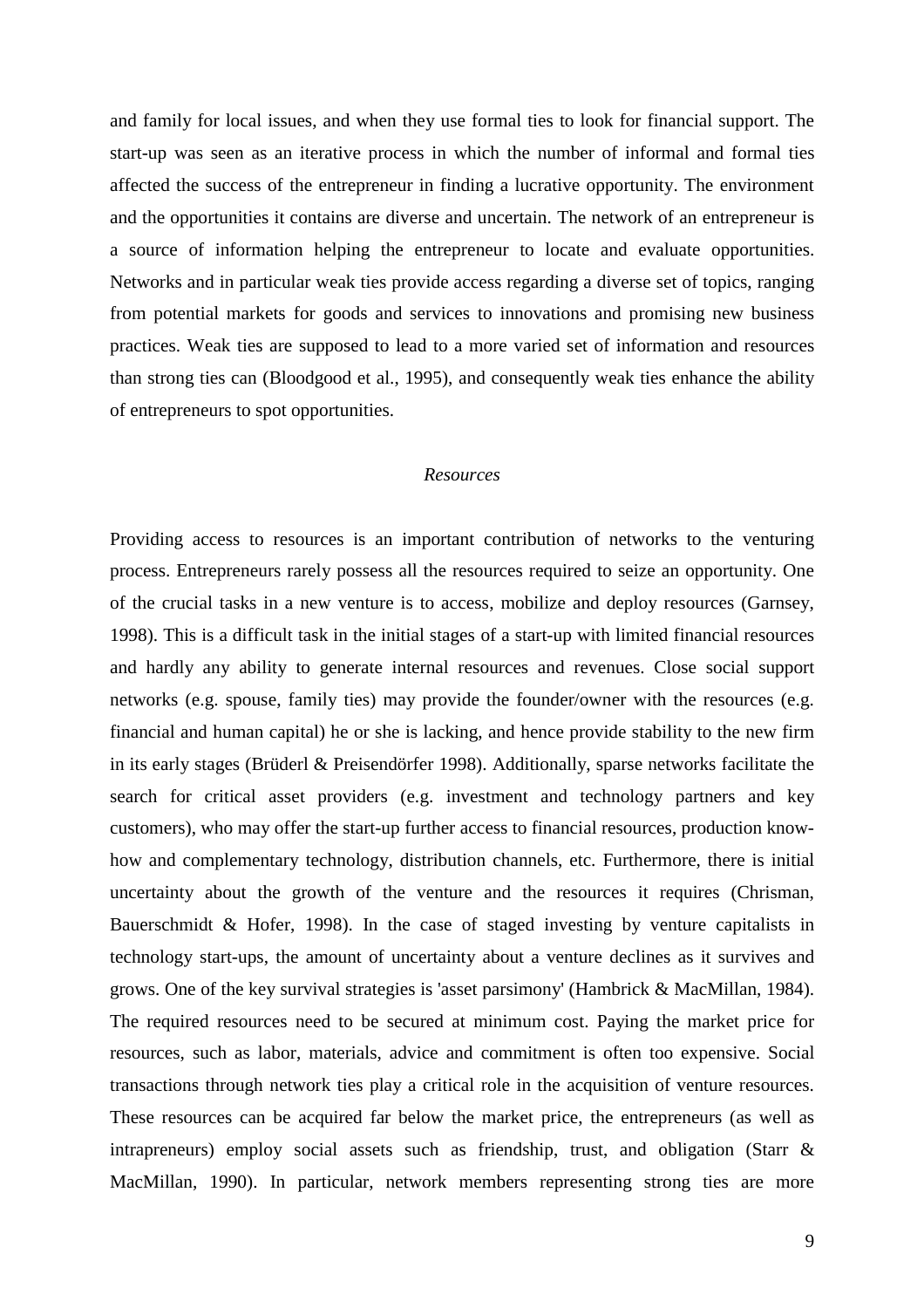and family for local issues, and when they use formal ties to look for financial support. The start-up was seen as an iterative process in which the number of informal and formal ties affected the success of the entrepreneur in finding a lucrative opportunity. The environment and the opportunities it contains are diverse and uncertain. The network of an entrepreneur is a source of information helping the entrepreneur to locate and evaluate opportunities. Networks and in particular weak ties provide access regarding a diverse set of topics, ranging from potential markets for goods and services to innovations and promising new business practices. Weak ties are supposed to lead to a more varied set of information and resources than strong ties can (Bloodgood et al., 1995), and consequently weak ties enhance the ability of entrepreneurs to spot opportunities.

### *Resources*

Providing access to resources is an important contribution of networks to the venturing process. Entrepreneurs rarely possess all the resources required to seize an opportunity. One of the crucial tasks in a new venture is to access, mobilize and deploy resources (Garnsey, 1998). This is a difficult task in the initial stages of a start-up with limited financial resources and hardly any ability to generate internal resources and revenues. Close social support networks (e.g. spouse, family ties) may provide the founder/owner with the resources (e.g. financial and human capital) he or she is lacking, and hence provide stability to the new firm in its early stages (Brüderl & Preisendörfer 1998). Additionally, sparse networks facilitate the search for critical asset providers (e.g. investment and technology partners and key customers), who may offer the start-up further access to financial resources, production know-how and complementary technology, distribution channels, etc. Furthermore, there is initial uncertainty about the growth of the venture and the resources it requires (Chrisman, Bauerschmidt & Hofer, 1998). In the case of staged investing by venture capitalists in technology start-ups, the amount of uncertainty about a venture declines as it survives and grows. One of the key survival strategies is 'asset parsimony' (Hambrick & MacMillan, 1984). The required resources need to be secured at minimum cost. Paying the market price for resources, such as labor, materials, advice and commitment is often too expensive. Social transactions through network ties play a critical role in the acquisition of venture resources. These resources can be acquired far below the market price, the entrepreneurs (as well as intrapreneurs) employ social assets such as friendship, trust, and obligation (Starr & MacMillan, 1990). In particular, network members representing strong ties are more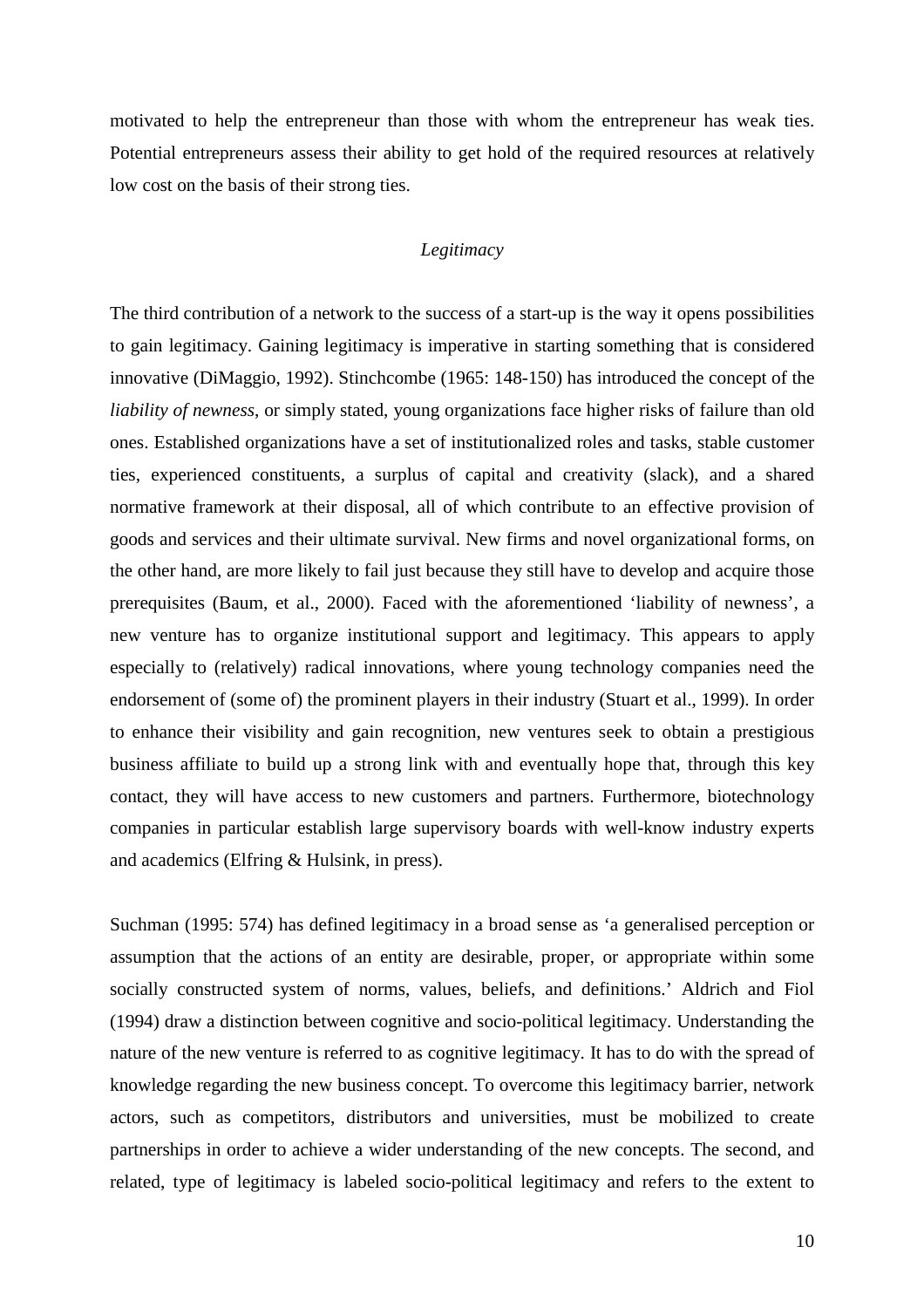motivated to help the entrepreneur than those with whom the entrepreneur has weak ties. Potential entrepreneurs assess their ability to get hold of the required resources at relatively low cost on the basis of their strong ties.

### *Legitimacy*

The third contribution of a network to the success of a start-up is the way it opens possibilities to gain legitimacy. Gaining legitimacy is imperative in starting something that is considered innovative (DiMaggio, 1992). Stinchcombe (1965: 148-150) has introduced the concept of the *liability of newness*, or simply stated, young organizations face higher risks of failure than old ones. Established organizations have a set of institutionalized roles and tasks, stable customer ties, experienced constituents, a surplus of capital and creativity (slack), and a shared normative framework at their disposal, all of which contribute to an effective provision of goods and services and their ultimate survival. New firms and novel organizational forms, on the other hand, are more likely to fail just because they still have to develop and acquire those prerequisites (Baum, et al., 2000). Faced with the aforementioned 'liability of newness', a new venture has to organize institutional support and legitimacy. This appears to apply especially to (relatively) radical innovations, where young technology companies need the endorsement of (some of) the prominent players in their industry (Stuart et al., 1999). In order to enhance their visibility and gain recognition, new ventures seek to obtain a prestigious business affiliate to build up a strong link with and eventually hope that, through this key contact, they will have access to new customers and partners. Furthermore, biotechnology companies in particular establish large supervisory boards with well-know industry experts and academics (Elfring & Hulsink, in press).

Suchman (1995: 574) has defined legitimacy in a broad sense as 'a generalised perception or assumption that the actions of an entity are desirable, proper, or appropriate within some socially constructed system of norms, values, beliefs, and definitions.' Aldrich and Fiol (1994) draw a distinction between cognitive and socio-political legitimacy. Understanding the nature of the new venture is referred to as cognitive legitimacy. It has to do with the spread of knowledge regarding the new business concept. To overcome this legitimacy barrier, network actors, such as competitors, distributors and universities, must be mobilized to create partnerships in order to achieve a wider understanding of the new concepts. The second, and related, type of legitimacy is labeled socio-political legitimacy and refers to the extent to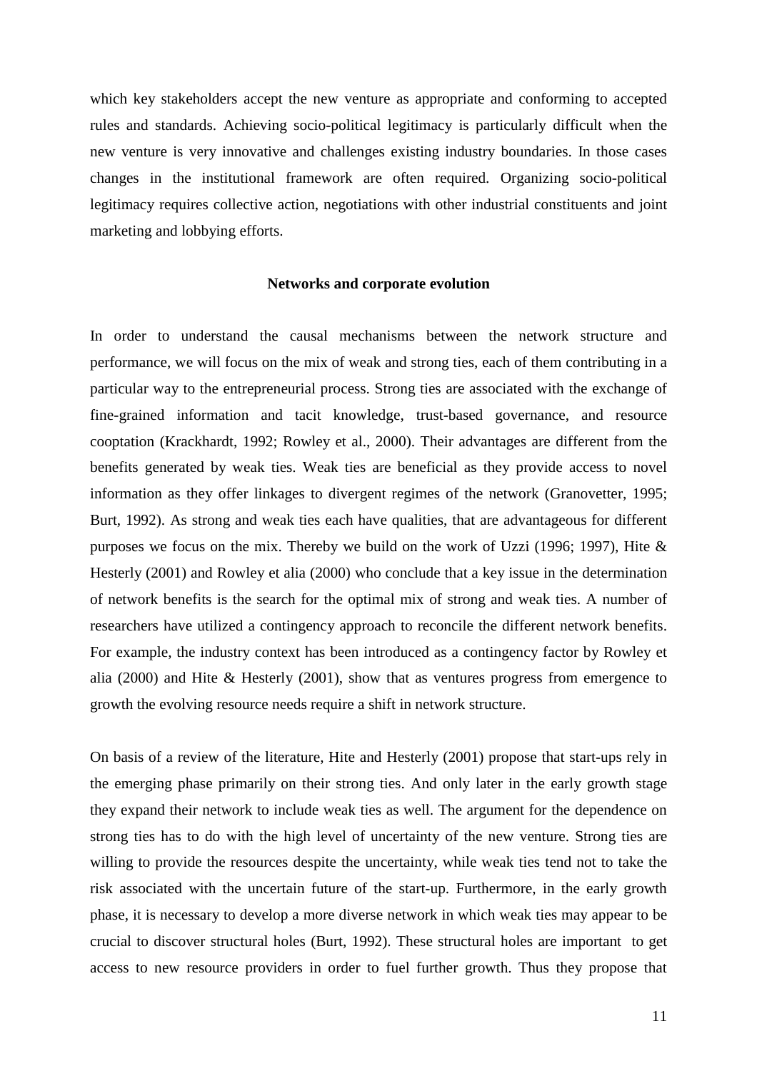which key stakeholders accept the new venture as appropriate and conforming to accepted rules and standards. Achieving socio-political legitimacy is particularly difficult when the new venture is very innovative and challenges existing industry boundaries. In those cases changes in the institutional framework are often required. Organizing socio-political legitimacy requires collective action, negotiations with other industrial constituents and joint marketing and lobbying efforts.

**Networks and corporate evolution**

In order to understand the causal mechanisms between the network structure and performance, we will focus on the mix of weak and strong ties, each of them contributing in a particular way to the entrepreneurial process. Strong ties are associated with the exchange of fine-grained information and tacit knowledge, trust-based governance, and resource cooptation (Krackhardt, 1992; Rowley et al., 2000). Their advantages are different from the benefits generated by weak ties. Weak ties are beneficial as they provide access to novel information as they offer linkages to divergent regimes of the network (Granovetter, 1995; Burt, 1992). As strong and weak ties each have qualities, that are advantageous for different purposes we focus on the mix. Thereby we build on the work of Uzzi (1996; 1997), Hite & Hesterly (2001) and Rowley et alia (2000) who conclude that a key issue in the determination of network benefits is the search for the optimal mix of strong and weak ties. A number of researchers have utilized a contingency approach to reconcile the different network benefits. For example, the industry context has been introduced as a contingency factor by Rowley et alia (2000) and Hite & Hesterly (2001), show that as ventures progress from emergence to growth the evolving resource needs require a shift in network structure.

On basis of a review of the literature, Hite and Hesterly (2001) propose that start-ups rely in the emerging phase primarily on their strong ties. And only later in the early growth stage they expand their network to include weak ties as well. The argument for the dependence on strong ties has to do with the high level of uncertainty of the new venture. Strong ties are willing to provide the resources despite the uncertainty, while weak ties tend not to take the risk associated with the uncertain future of the start-up. Furthermore, in the early growth phase, it is necessary to develop a more diverse network in which weak ties may appear to be crucial to discover structural holes (Burt, 1992). These structural holes are important to get access to new resource providers in order to fuel further growth. Thus they propose that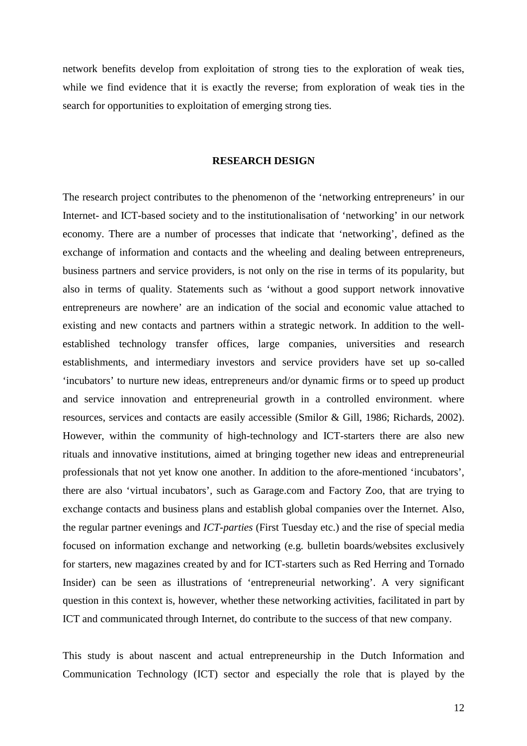network benefits develop from exploitation of strong ties to the exploration of weak ties, while we find evidence that it is exactly the reverse; from exploration of weak ties in the search for opportunities to exploitation of emerging strong ties.

## RESEARCH DESIGN

The research project contributes to the phenomenon of the 'networking entrepreneurs' in our Internet- and ICT-based society and to the institutionalisation of 'networking' in our network economy. There are a number of processes that indicate that 'networking', defined as the exchange of information and contacts and the wheeling and dealing between entrepreneurs, business partners and service providers, is not only on the rise in terms of its popularity, but also in terms of quality. Statements such as 'without a good support network innovative entrepreneurs are nowhere' are an indication of the social and economic value attached to existing and new contacts and partners within a strategic network. In addition to the well-established technology transfer offices, large companies, universities and research establishments, and intermediary investors and service providers have set up so-called 'incubators' to nurture new ideas, entrepreneurs and/or dynamic firms or to speed up product and service innovation and entrepreneurial growth in a controlled environment. where resources, services and contacts are easily accessible (Smilor & Gill, 1986; Richards, 2002). However, within the community of high-technology and ICT-starters there are also new rituals and innovative institutions, aimed at bringing together new ideas and entrepreneurial professionals that not yet know one another. In addition to the afore-mentioned 'incubators', there are also 'virtual incubators', such as Garage.com and Factory Zoo, that are trying to exchange contacts and business plans and establish global companies over the Internet. Also, the regular partner evenings and *ICT-parties* (First Tuesday etc.) and the rise of special media focused on information exchange and networking (e.g. bulletin boards/websites exclusively for starters, new magazines created by and for ICT-starters such as Red Herring and Tornado Insider) can be seen as illustrations of 'entrepreneurial networking'. A very significant question in this context is, however, whether these networking activities, facilitated in part by ICT and communicated through Internet, do contribute to the success of that new company.

This study is about nascent and actual entrepreneurship in the Dutch Information and Communication Technology (ICT) sector and especially the role that is played by the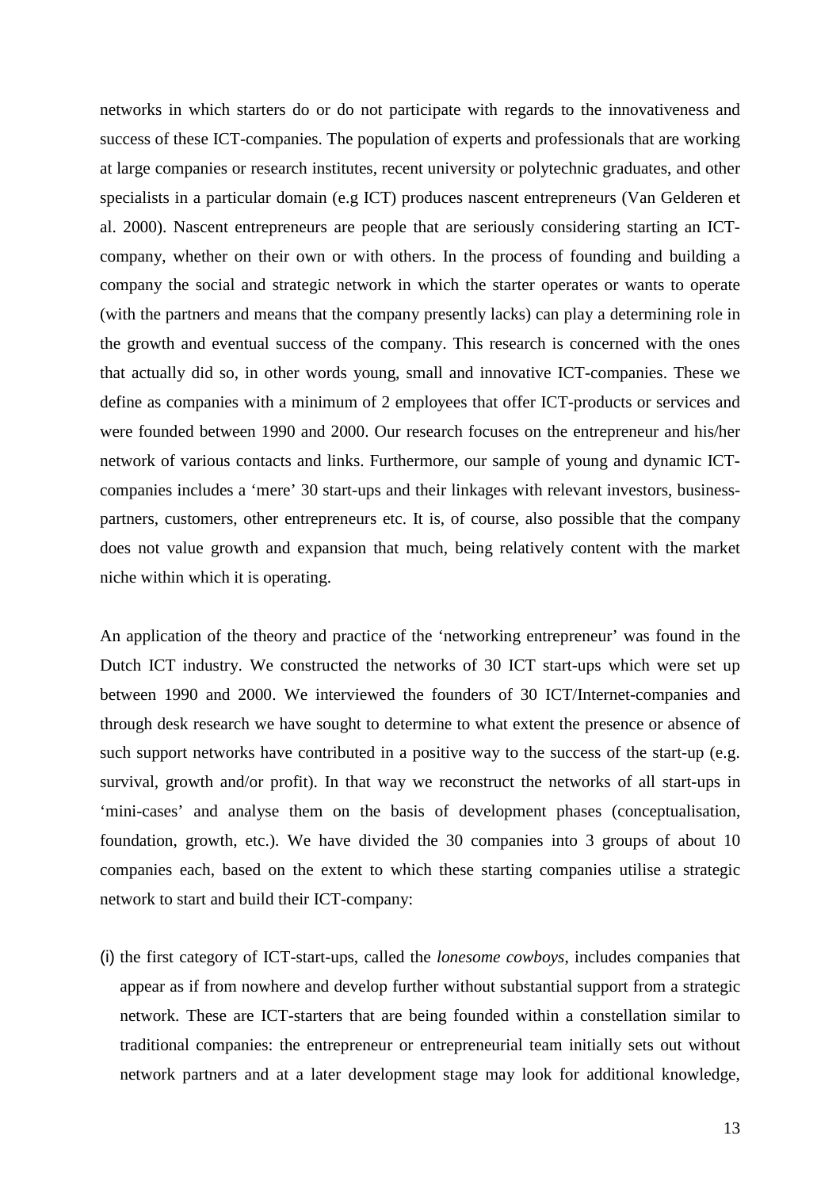networks in which starters do or do not participate with regards to the innovativeness and success of these ICT-companies. The population of experts and professionals that are working at large companies or research institutes, recent university or polytechnic graduates, and other specialists in a particular domain (e.g ICT) produces nascent entrepreneurs (Van Gelderen et al. 2000). Nascent entrepreneurs are people that are seriously considering starting an ICT-company, whether on their own or with others. In the process of founding and building a company the social and strategic network in which the starter operates or wants to operate (with the partners and means that the company presently lacks) can play a determining role in the growth and eventual success of the company. This research is concerned with the ones that actually did so, in other words young, small and innovative ICT-companies. These we define as companies with a minimum of 2 employees that offer ICT-products or services and were founded between 1990 and 2000. Our research focuses on the entrepreneur and his/her network of various contacts and links. Furthermore, our sample of young and dynamic ICT-companies includes a 'mere' 30 start-ups and their linkages with relevant investors, business-partners, customers, other entrepreneurs etc. It is, of course, also possible that the company does not value growth and expansion that much, being relatively content with the market niche within which it is operating.

An application of the theory and practice of the 'networking entrepreneur' was found in the Dutch ICT industry. We constructed the networks of 30 ICT start-ups which were set up between 1990 and 2000. We interviewed the founders of 30 ICT/Internet-companies and through desk research we have sought to determine to what extent the presence or absence of such support networks have contributed in a positive way to the success of the start-up (e.g. survival, growth and/or profit). In that way we reconstruct the networks of all start-ups in 'mini-cases' and analyse them on the basis of development phases (conceptualisation, foundation, growth, etc.). We have divided the 30 companies into 3 groups of about 10 companies each, based on the extent to which these starting companies utilise a strategic network to start and build their ICT-company:

(i) the first category of ICT-start-ups, called the *lonesome cowboys*, includes companies that appear as if from nowhere and develop further without substantial support from a strategic network. These are ICT-starters that are being founded within a constellation similar to traditional companies: the entrepreneur or entrepreneurial team initially sets out without network partners and at a later development stage may look for additional knowledge,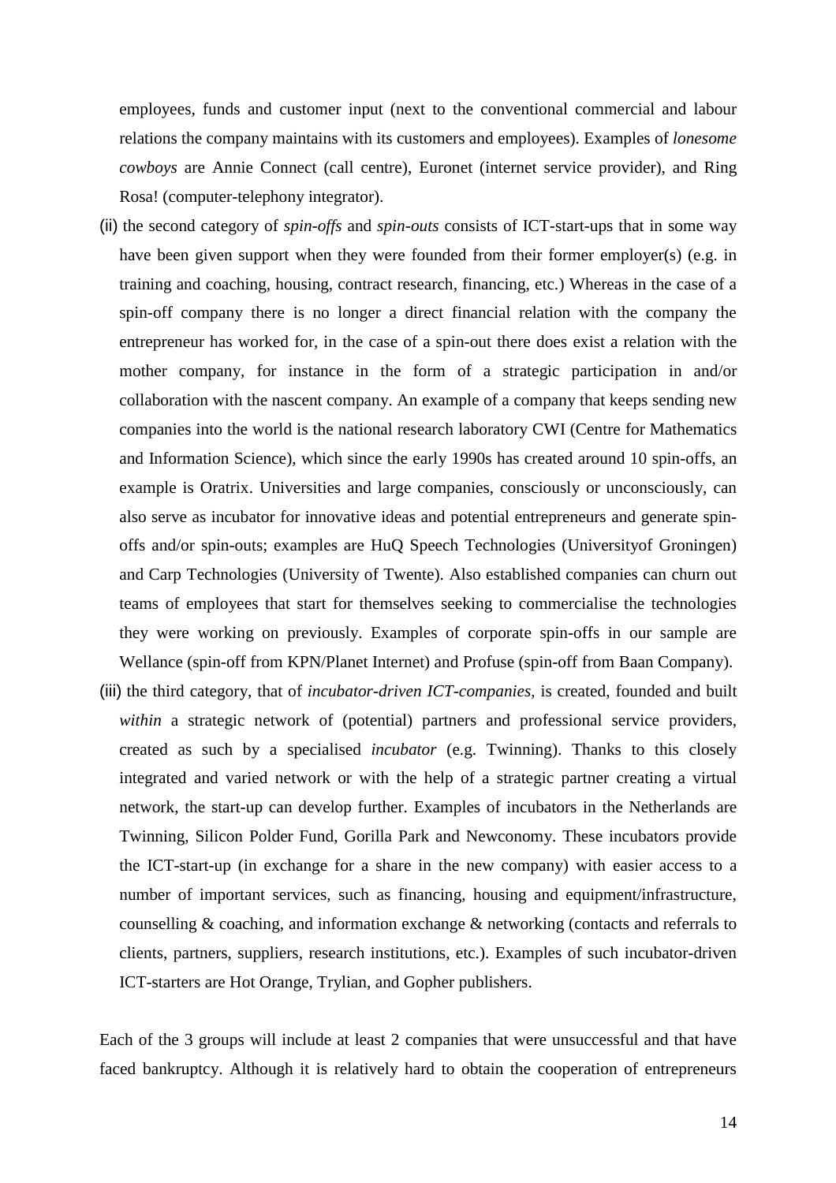employees, funds and customer input (next to the conventional commercial and labour relations the company maintains with its customers and employees). Examples of *lonesome cowboys* are Annie Connect (call centre), Euronet (internet service provider), and Ring Rosa! (computer-telephony integrator).

(ii) the second category of *spin-offs* and *spin-outs* consists of ICT-start-ups that in some way have been given support when they were founded from their former employer(s) (e.g. in training and coaching, housing, contract research, financing, etc.) Whereas in the case of a spin-off company there is no longer a direct financial relation with the company the entrepreneur has worked for, in the case of a spin-out there does exist a relation with the mother company, for instance in the form of a strategic participation in and/or collaboration with the nascent company. An example of a company that keeps sending new companies into the world is the national research laboratory CWI (Centre for Mathematics and Information Science), which since the early 1990s has created around 10 spin-offs, an example is Oratrix. Universities and large companies, consciously or unconsciously, can also serve as incubator for innovative ideas and potential entrepreneurs and generate spin-offs and/or spin-outs; examples are HuQ Speech Technologies (Universityof Groningen) and Carp Technologies (University of Twente). Also established companies can churn out teams of employees that start for themselves seeking to commercialise the technologies they were working on previously. Examples of corporate spin-offs in our sample are Wellance (spin-off from KPN/Planet Internet) and Profuse (spin-off from Baan Company).

(iii) the third category, that of *incubator-driven ICT-companies,* is created, founded and built *within* a strategic network of (potential) partners and professional service providers, created as such by a specialised *incubator* (e.g. Twinning). Thanks to this closely integrated and varied network or with the help of a strategic partner creating a virtual network, the start-up can develop further. Examples of incubators in the Netherlands are Twinning, Silicon Polder Fund, Gorilla Park and Newconomy. These incubators provide the ICT-start-up (in exchange for a share in the new company) with easier access to a number of important services, such as financing, housing and equipment/infrastructure, counselling & coaching, and information exchange & networking (contacts and referrals to clients, partners, suppliers, research institutions, etc.). Examples of such incubator-driven ICT-starters are Hot Orange, Trylian, and Gopher publishers.

Each of the 3 groups will include at least 2 companies that were unsuccessful and that have faced bankruptcy. Although it is relatively hard to obtain the cooperation of entrepreneurs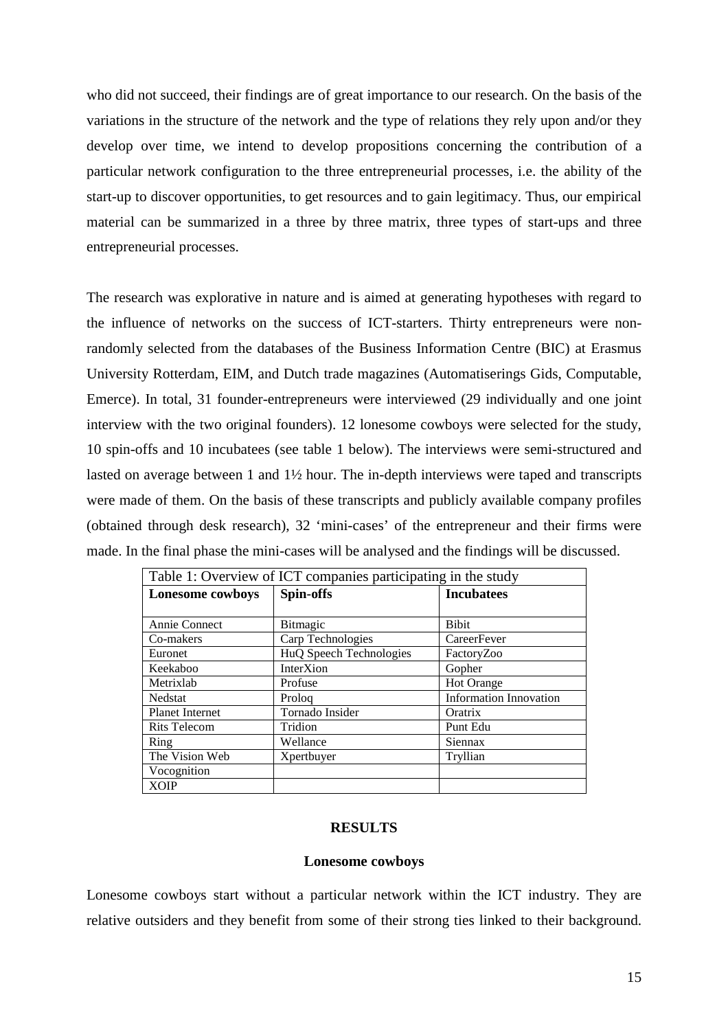who did not succeed, their findings are of great importance to our research. On the basis of the variations in the structure of the network and the type of relations they rely upon and/or they develop over time, we intend to develop propositions concerning the contribution of a particular network configuration to the three entrepreneurial processes, i.e. the ability of the start-up to discover opportunities, to get resources and to gain legitimacy. Thus, our empirical material can be summarized in a three by three matrix, three types of start-ups and three entrepreneurial processes.

The research was explorative in nature and is aimed at generating hypotheses with regard to the influence of networks on the success of ICT-starters. Thirty entrepreneurs were non-randomly selected from the databases of the Business Information Centre (BIC) at Erasmus University Rotterdam, EIM, and Dutch trade magazines (Automatiserings Gids, Computable, Emerce). In total, 31 founder-entrepreneurs were interviewed (29 individually and one joint interview with the two original founders). 12 lonesome cowboys were selected for the study, 10 spin-offs and 10 incubatees (see table 1 below). The interviews were semi-structured and lasted on average between 1 and 1½ hour. The in-depth interviews were taped and transcripts were made of them. On the basis of these transcripts and publicly available company profiles (obtained through desk research), 32 'mini-cases' of the entrepreneur and their firms were made. In the final phase the mini-cases will be analysed and the findings will be discussed.

Table 1: Overview of ICT companies participating in the study

| **Lonesome cowboys** | **Spin-offs** | **Incubatees** |
|---|---|---|
| Annie Connect | Bitmagic | Bibit |
| Co-makers | Carp Technologies | CareerFever |
| Euronet | HuQ Speech Technologies | FactoryZoo |
| Keekaboo | InterXion | Gopher |
| Metrixlab | Profuse | Hot Orange |
| Nedstat | Proloq | Information Innovation |
| Planet Internet | Tornado Insider | Oratrix |
| Rits Telecom | Tridion | Punt Edu |
| Ring | Wellance | Siennax |
| The Vision Web | Xpertbuyer | Tryllian |
| Vocognition | | |
| XOIP | | |

## RESULTS

### Lonesome cowboys

Lonesome cowboys start without a particular network within the ICT industry. They are relative outsiders and they benefit from some of their strong ties linked to their background.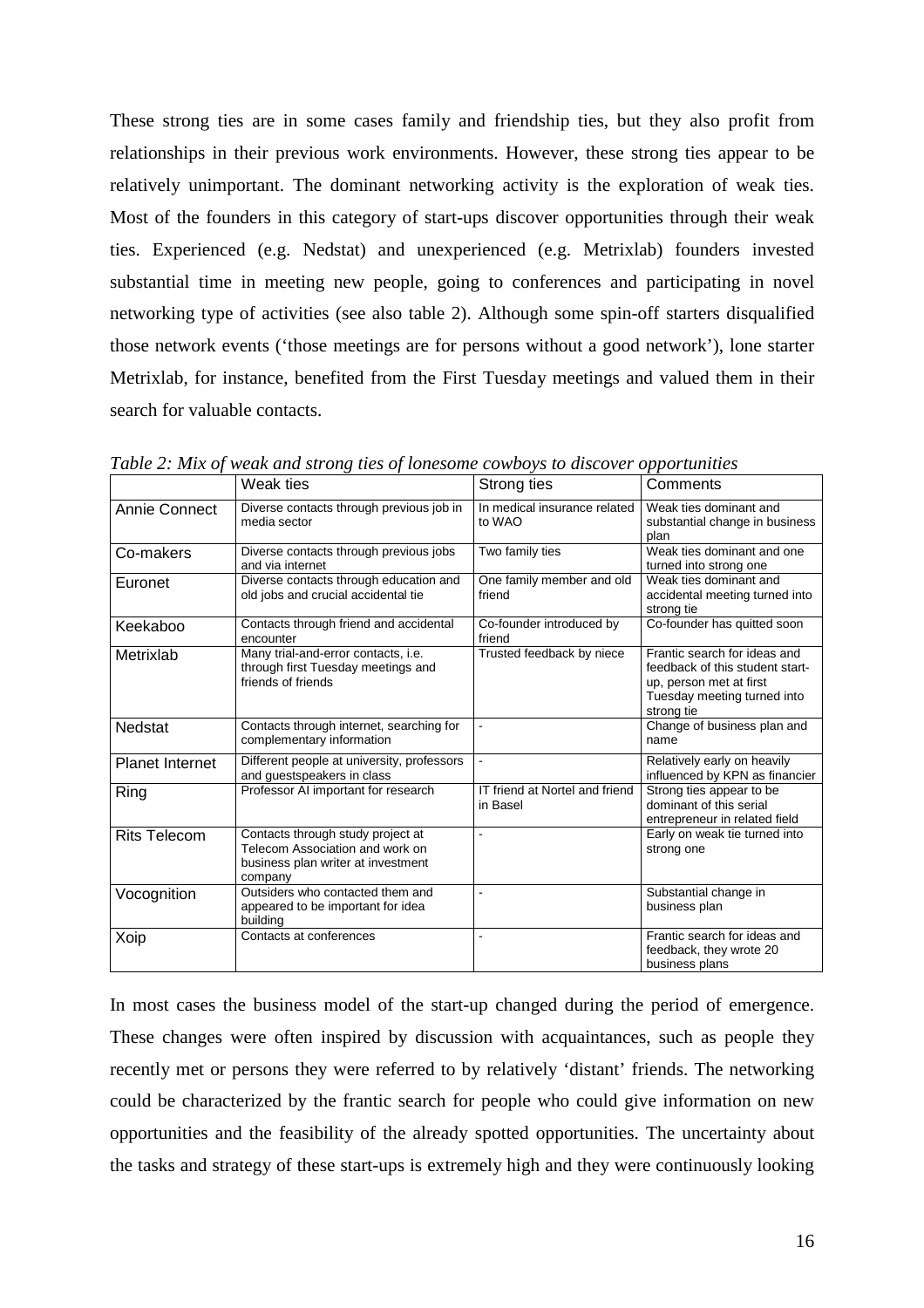These strong ties are in some cases family and friendship ties, but they also profit from relationships in their previous work environments. However, these strong ties appear to be relatively unimportant. The dominant networking activity is the exploration of weak ties. Most of the founders in this category of start-ups discover opportunities through their weak ties. Experienced (e.g. Nedstat) and unexperienced (e.g. Metrixlab) founders invested substantial time in meeting new people, going to conferences and participating in novel networking type of activities (see also table 2). Although some spin-off starters disqualified those network events ('those meetings are for persons without a good network'), lone starter Metrixlab, for instance, benefited from the First Tuesday meetings and valued them in their search for valuable contacts.

*Table 2: Mix of weak and strong ties of lonesome cowboys to discover opportunities*

| | Weak ties | Strong ties | Comments |
|---|---|---|---|
| Annie Connect | Diverse contacts through previous job in media sector | In medical insurance related to WAO | Weak ties dominant and substantial change in business plan |
| Co-makers | Diverse contacts through previous jobs and via internet | Two family ties | Weak ties dominant and one turned into strong one |
| Euronet | Diverse contacts through education and old jobs and crucial accidental tie | One family member and old friend | Weak ties dominant and accidental meeting turned into strong tie |
| Keekaboo | Contacts through friend and accidental encounter | Co-founder introduced by friend | Co-founder has quitted soon |
| Metrixlab | Many trial-and-error contacts, i.e. through first Tuesday meetings and friends of friends | Trusted feedback by niece | Frantic search for ideas and feedback of this student start-up, person met at first Tuesday meeting turned into strong tie |
| Nedstat | Contacts through internet, searching for complementary information | - | Change of business plan and name |
| Planet Internet | Different people at university, professors and guestspeakers in class | - | Relatively early on heavily influenced by KPN as financier |
| Ring | Professor AI important for research | IT friend at Nortel and friend in Basel | Strong ties appear to be dominant of this serial entrepreneur in related field |
| Rits Telecom | Contacts through study project at Telecom Association and work on business plan writer at investment company | - | Early on weak tie turned into strong one |
| Vocognition | Outsiders who contacted them and appeared to be important for idea building | - | Substantial change in business plan |
| Xoip | Contacts at conferences | - | Frantic search for ideas and feedback, they wrote 20 business plans |

In most cases the business model of the start-up changed during the period of emergence. These changes were often inspired by discussion with acquaintances, such as people they recently met or persons they were referred to by relatively 'distant' friends. The networking could be characterized by the frantic search for people who could give information on new opportunities and the feasibility of the already spotted opportunities. The uncertainty about the tasks and strategy of these start-ups is extremely high and they were continuously looking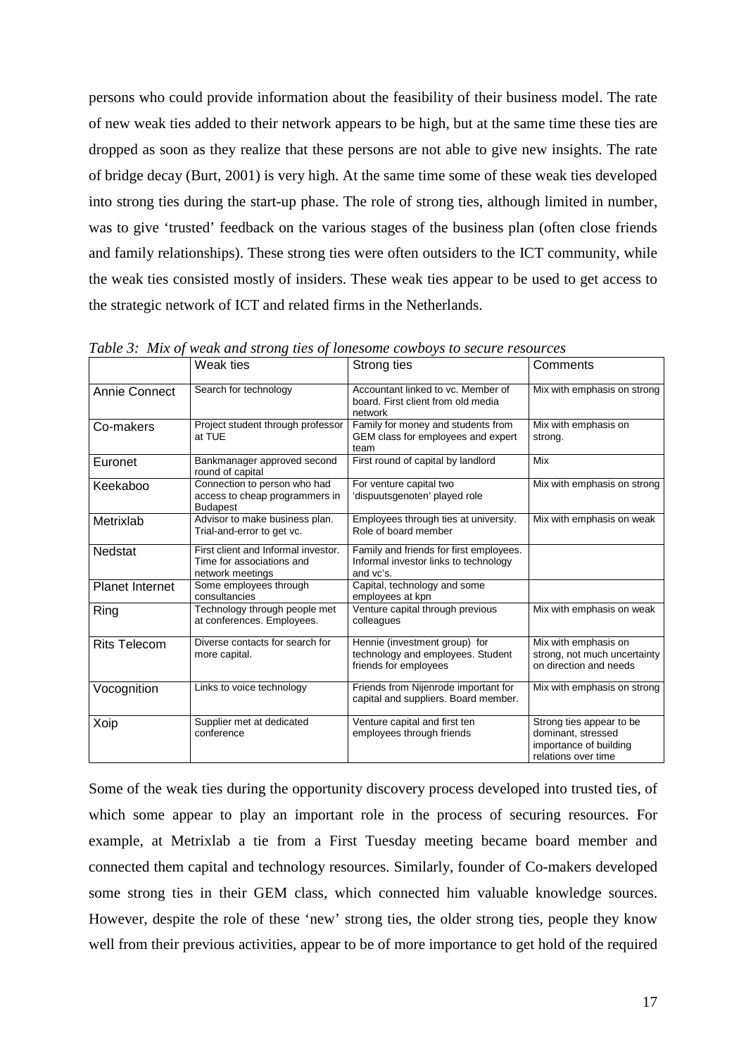persons who could provide information about the feasibility of their business model. The rate of new weak ties added to their network appears to be high, but at the same time these ties are dropped as soon as they realize that these persons are not able to give new insights. The rate of bridge decay (Burt, 2001) is very high. At the same time some of these weak ties developed into strong ties during the start-up phase. The role of strong ties, although limited in number, was to give 'trusted' feedback on the various stages of the business plan (often close friends and family relationships). These strong ties were often outsiders to the ICT community, while the weak ties consisted mostly of insiders. These weak ties appear to be used to get access to the strategic network of ICT and related firms in the Netherlands.

*Table 3: Mix of weak and strong ties of lonesome cowboys to secure resources*

| | Weak ties | Strong ties | Comments |
|---|---|---|---|
| Annie Connect | Search for technology | Accountant linked to vc. Member of board. First client from old media network | Mix with emphasis on strong |
| Co-makers | Project student through professor at TUE | Family for money and students from GEM class for employees and expert team | Mix with emphasis on strong. |
| Euronet | Bankmanager approved second round of capital | First round of capital by landlord | Mix |
| Keekaboo | Connection to person who had access to cheap programmers in Budapest | For venture capital two 'dispuutsgenoten' played role | Mix with emphasis on strong |
| Metrixlab | Advisor to make business plan. Trial-and-error to get vc. | Employees through ties at university. Role of board member | Mix with emphasis on weak |
| Nedstat | First client and Informal investor. Time for associations and network meetings | Family and friends for first employees. Informal investor links to technology and vc's. | |
| Planet Internet | Some employees through consultancies | Capital, technology and some employees at kpn | |
| Ring | Technology through people met at conferences. Employees. | Venture capital through previous colleagues | Mix with emphasis on weak |
| Rits Telecom | Diverse contacts for search for more capital. | Hennie (investment group) for technology and employees. Student friends for employees | Mix with emphasis on strong, not much uncertainty on direction and needs |
| Vocognition | Links to voice technology | Friends from Nijenrode important for capital and suppliers. Board member. | Mix with emphasis on strong |
| Xoip | Supplier met at dedicated conference | Venture capital and first ten employees through friends | Strong ties appear to be dominant, stressed importance of building relations over time |

Some of the weak ties during the opportunity discovery process developed into trusted ties, of which some appear to play an important role in the process of securing resources. For example, at Metrixlab a tie from a First Tuesday meeting became board member and connected them capital and technology resources. Similarly, founder of Co-makers developed some strong ties in their GEM class, which connected him valuable knowledge sources. However, despite the role of these 'new' strong ties, the older strong ties, people they know well from their previous activities, appear to be of more importance to get hold of the required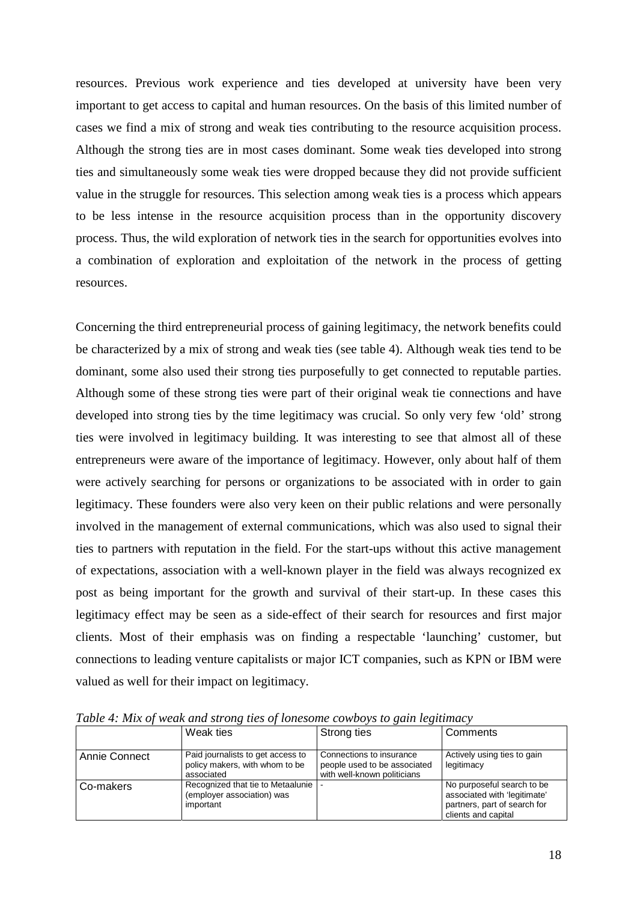resources. Previous work experience and ties developed at university have been very important to get access to capital and human resources. On the basis of this limited number of cases we find a mix of strong and weak ties contributing to the resource acquisition process. Although the strong ties are in most cases dominant. Some weak ties developed into strong ties and simultaneously some weak ties were dropped because they did not provide sufficient value in the struggle for resources. This selection among weak ties is a process which appears to be less intense in the resource acquisition process than in the opportunity discovery process. Thus, the wild exploration of network ties in the search for opportunities evolves into a combination of exploration and exploitation of the network in the process of getting resources.

Concerning the third entrepreneurial process of gaining legitimacy, the network benefits could be characterized by a mix of strong and weak ties (see table 4). Although weak ties tend to be dominant, some also used their strong ties purposefully to get connected to reputable parties. Although some of these strong ties were part of their original weak tie connections and have developed into strong ties by the time legitimacy was crucial. So only very few 'old' strong ties were involved in legitimacy building. It was interesting to see that almost all of these entrepreneurs were aware of the importance of legitimacy. However, only about half of them were actively searching for persons or organizations to be associated with in order to gain legitimacy. These founders were also very keen on their public relations and were personally involved in the management of external communications, which was also used to signal their ties to partners with reputation in the field. For the start-ups without this active management of expectations, association with a well-known player in the field was always recognized ex post as being important for the growth and survival of their start-up. In these cases this legitimacy effect may be seen as a side-effect of their search for resources and first major clients. Most of their emphasis was on finding a respectable 'launching' customer, but connections to leading venture capitalists or major ICT companies, such as KPN or IBM were valued as well for their impact on legitimacy.

*Table 4: Mix of weak and strong ties of lonesome cowboys to gain legitimacy*

| | Weak ties | Strong ties | Comments |
|---|---|---|---|
| Annie Connect | Paid journalists to get access to policy makers, with whom to be associated | Connections to insurance people used to be associated with well-known politicians | Actively using ties to gain legitimacy |
| Co-makers | Recognized that tie to Metaalunie (employer association) was important | - | No purposeful search to be associated with 'legitimate' partners, part of search for clients and capital |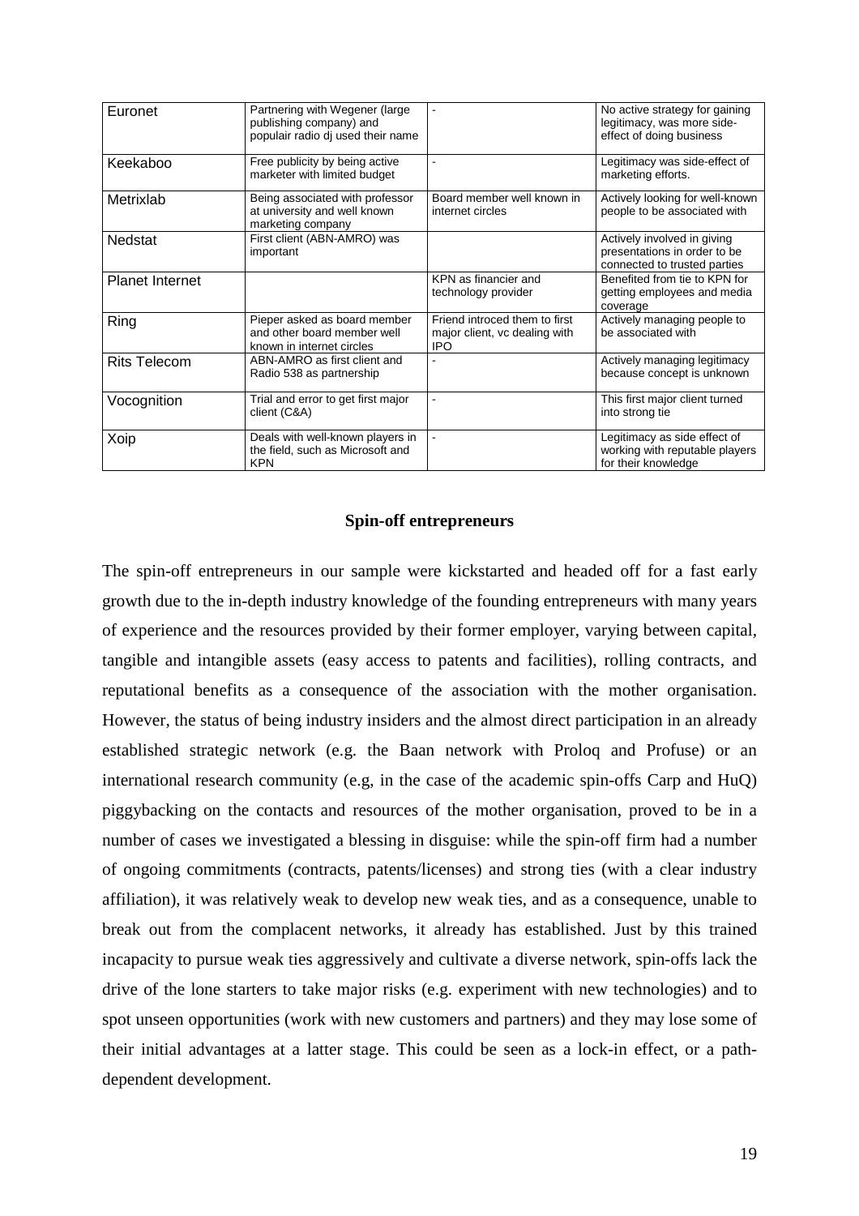| | | | |
|---|---|---|---|
| Euronet | Partnering with Wegener (large publishing company) and populair radio dj used their name | - | No active strategy for gaining legitimacy, was more side-effect of doing business |
| Keekaboo | Free publicity by being active marketer with limited budget | - | Legitimacy was side-effect of marketing efforts. |
| Metrixlab | Being associated with professor at university and well known marketing company | Board member well known in internet circles | Actively looking for well-known people to be associated with |
| Nedstat | First client (ABN-AMRO) was important | | Actively involved in giving presentations in order to be connected to trusted parties |
| Planet Internet | | KPN as financier and technology provider | Benefited from tie to KPN for getting employees and media coverage |
| Ring | Pieper asked as board member and other board member well known in internet circles | Friend introced them to first major client, vc dealing with IPO | Actively managing people to be associated with |
| Rits Telecom | ABN-AMRO as first client and Radio 538 as partnership | - | Actively managing legitimacy because concept is unknown |
| Vocognition | Trial and error to get first major client (C&A) | - | This first major client turned into strong tie |
| Xoip | Deals with well-known players in the field, such as Microsoft and KPN | - | Legitimacy as side effect of working with reputable players for their knowledge |

**Spin-off entrepreneurs**

The spin-off entrepreneurs in our sample were kickstarted and headed off for a fast early growth due to the in-depth industry knowledge of the founding entrepreneurs with many years of experience and the resources provided by their former employer, varying between capital, tangible and intangible assets (easy access to patents and facilities), rolling contracts, and reputational benefits as a consequence of the association with the mother organisation. However, the status of being industry insiders and the almost direct participation in an already established strategic network (e.g. the Baan network with Proloq and Profuse) or an international research community (e.g, in the case of the academic spin-offs Carp and HuQ) piggybacking on the contacts and resources of the mother organisation, proved to be in a number of cases we investigated a blessing in disguise: while the spin-off firm had a number of ongoing commitments (contracts, patents/licenses) and strong ties (with a clear industry affiliation), it was relatively weak to develop new weak ties, and as a consequence, unable to break out from the complacent networks, it already has established. Just by this trained incapacity to pursue weak ties aggressively and cultivate a diverse network, spin-offs lack the drive of the lone starters to take major risks (e.g. experiment with new technologies) and to spot unseen opportunities (work with new customers and partners) and they may lose some of their initial advantages at a latter stage. This could be seen as a lock-in effect, or a path-dependent development.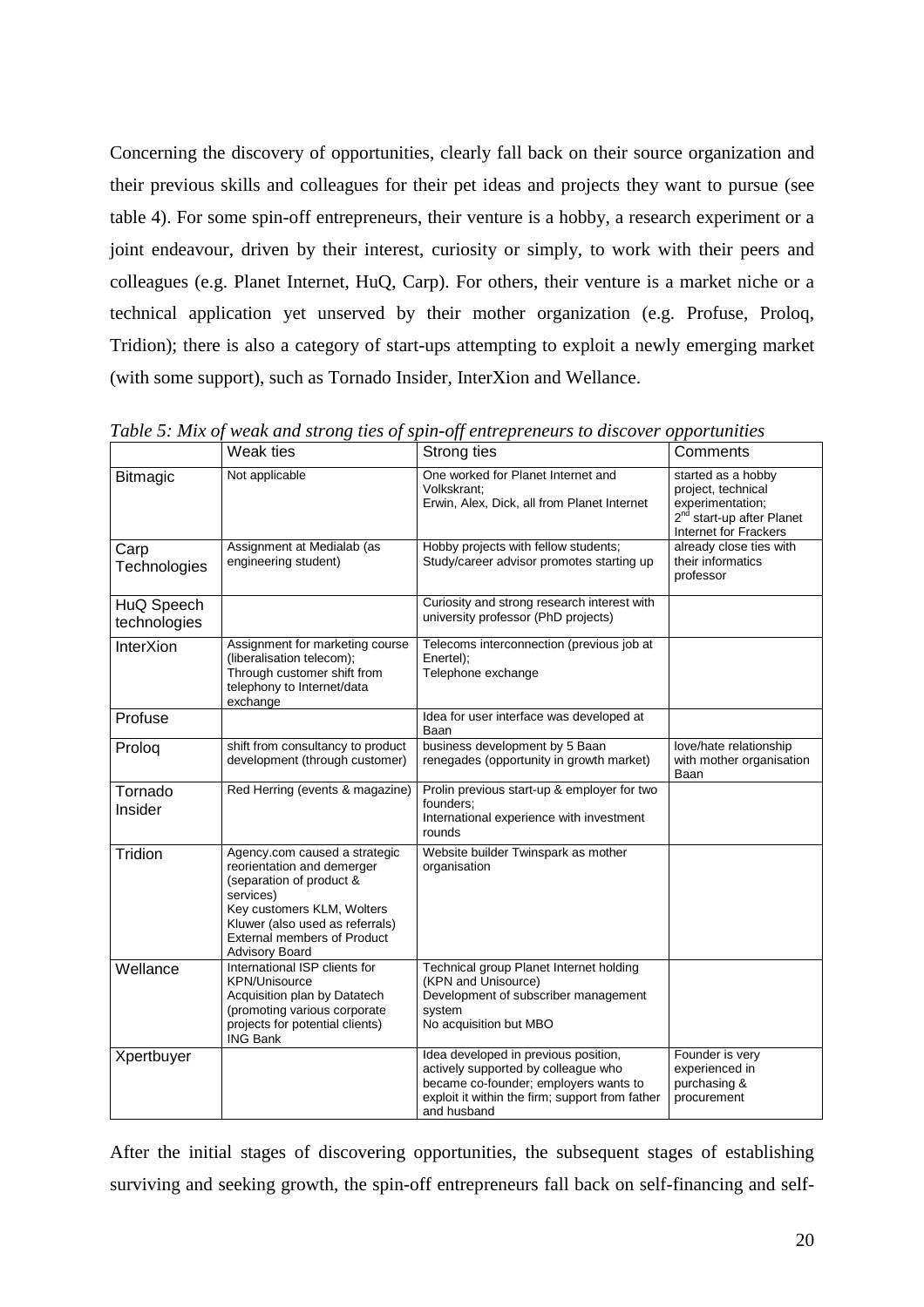Concerning the discovery of opportunities, clearly fall back on their source organization and their previous skills and colleagues for their pet ideas and projects they want to pursue (see table 4). For some spin-off entrepreneurs, their venture is a hobby, a research experiment or a joint endeavour, driven by their interest, curiosity or simply, to work with their peers and colleagues (e.g. Planet Internet, HuQ, Carp). For others, their venture is a market niche or a technical application yet unserved by their mother organization (e.g. Profuse, Proloq, Tridion); there is also a category of start-ups attempting to exploit a newly emerging market (with some support), such as Tornado Insider, InterXion and Wellance.

*Table 5: Mix of weak and strong ties of spin-off entrepreneurs to discover opportunities*

| | Weak ties | Strong ties | Comments |
|---|---|---|---|
| Bitmagic | Not applicable | One worked for Planet Internet and Volkskrant; Erwin, Alex, Dick, all from Planet Internet | started as a hobby project, technical experimentation; 2nd start-up after Planet Internet for Frackers |
| Carp Technologies | Assignment at Medialab (as engineering student) | Hobby projects with fellow students; Study/career advisor promotes starting up | already close ties with their informatics professor |
| HuQ Speech technologies | | Curiosity and strong research interest with university professor (PhD projects) | |
| InterXion | Assignment for marketing course (liberalisation telecom); Through customer shift from telephony to Internet/data exchange | Telecoms interconnection (previous job at Enertel); Telephone exchange | |
| Profuse | | Idea for user interface was developed at Baan | |
| Proloq | shift from consultancy to product development (through customer) | business development by 5 Baan renegades (opportunity in growth market) | love/hate relationship with mother organisation Baan |
| Tornado Insider | Red Herring (events & magazine) | Prolin previous start-up & employer for two founders; International experience with investment rounds | |
| Tridion | Agency.com caused a strategic reorientation and demerger (separation of product & services) Key customers KLM, Wolters Kluwer (also used as referrals) External members of Product Advisory Board | Website builder Twinspark as mother organisation | |
| Wellance | International ISP clients for KPN/Unisource Acquisition plan by Datatech (promoting various corporate projects for potential clients) ING Bank | Technical group Planet Internet holding (KPN and Unisource) Development of subscriber management system No acquisition but MBO | |
| Xpertbuyer | | Idea developed in previous position, actively supported by colleague who became co-founder; employers wants to exploit it within the firm; support from father and husband | Founder is very experienced in purchasing & procurement |

After the initial stages of discovering opportunities, the subsequent stages of establishing surviving and seeking growth, the spin-off entrepreneurs fall back on self-financing and self-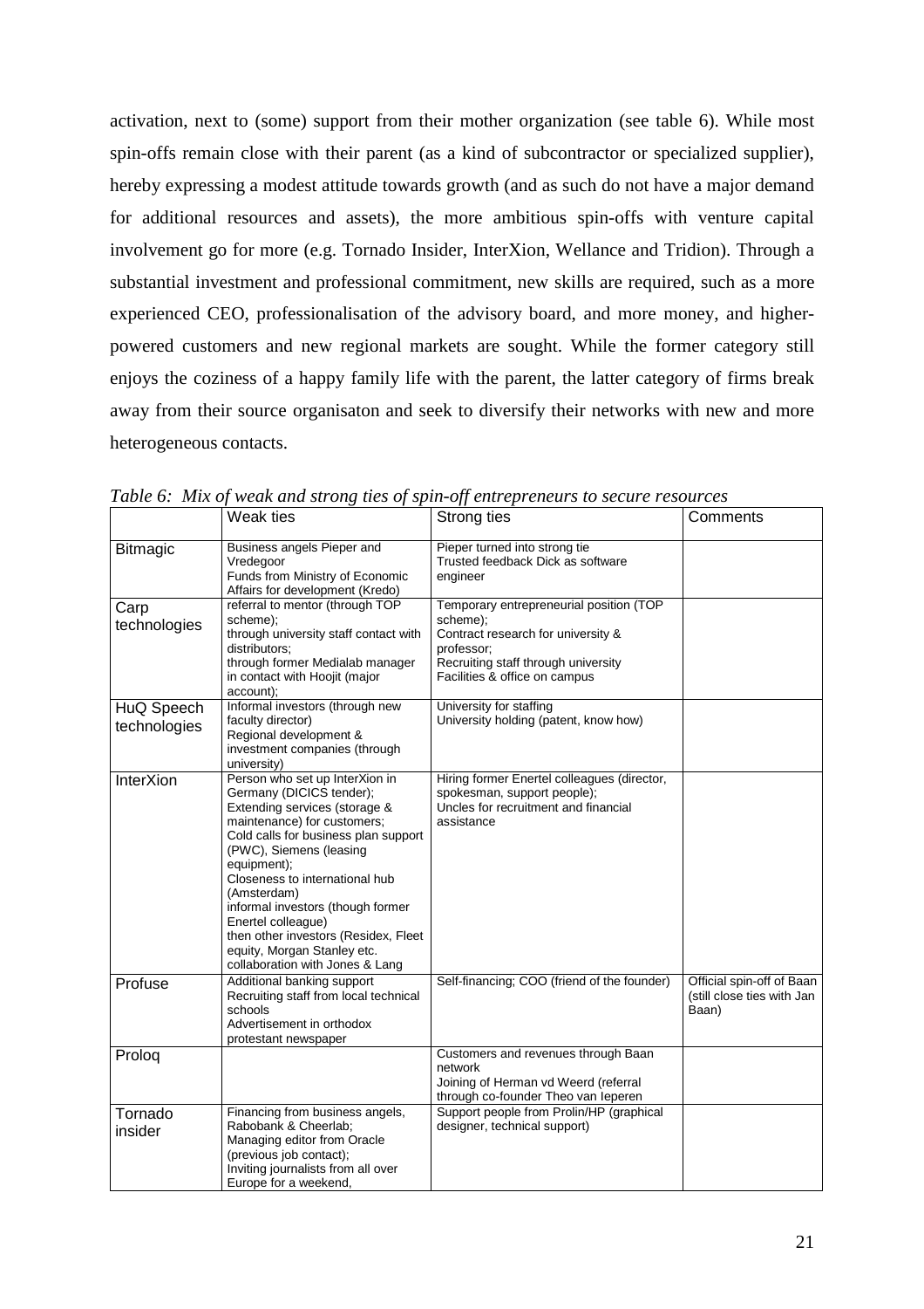activation, next to (some) support from their mother organization (see table 6). While most spin-offs remain close with their parent (as a kind of subcontractor or specialized supplier), hereby expressing a modest attitude towards growth (and as such do not have a major demand for additional resources and assets), the more ambitious spin-offs with venture capital involvement go for more (e.g. Tornado Insider, InterXion, Wellance and Tridion). Through a substantial investment and professional commitment, new skills are required, such as a more experienced CEO, professionalisation of the advisory board, and more money, and higher-powered customers and new regional markets are sought. While the former category still enjoys the coziness of a happy family life with the parent, the latter category of firms break away from their source organisaton and seek to diversify their networks with new and more heterogeneous contacts.

*Table 6: Mix of weak and strong ties of spin-off entrepreneurs to secure resources*

| | Weak ties | Strong ties | Comments |
|---|---|---|---|
| Bitmagic | Business angels Pieper and Vredegoor<br>Funds from Ministry of Economic Affairs for development (Kredo) | Pieper turned into strong tie<br>Trusted feedback Dick as software engineer | |
| Carp technologies | referral to mentor (through TOP scheme);<br>through university staff contact with distributors;<br>through former Medialab manager in contact with Hoojit (major account); | Temporary entrepreneurial position (TOP scheme);<br>Contract research for university & professor;<br>Recruiting staff through university<br>Facilities & office on campus | |
| HuQ Speech technologies | Informal investors (through new faculty director)<br>Regional development & investment companies (through university) | University for staffing<br>University holding (patent, know how) | |
| InterXion | Person who set up InterXion in Germany (DICICS tender);<br>Extending services (storage & maintenance) for customers;<br>Cold calls for business plan support (PWC), Siemens (leasing equipment);<br>Closeness to international hub (Amsterdam)<br>informal investors (though former Enertel colleague)<br>then other investors (Residex, Fleet equity, Morgan Stanley etc.<br>collaboration with Jones & Lang | Hiring former Enertel colleagues (director, spokesman, support people);<br>Uncles for recruitment and financial assistance | |
| Profuse | Additional banking support<br>Recruiting staff from local technical schools<br>Advertisement in orthodox protestant newspaper | Self-financing; COO (friend of the founder) | Official spin-off of Baan (still close ties with Jan Baan) |
| Proloq | | Customers and revenues through Baan network<br>Joining of Herman vd Weerd (referral through co-founder Theo van Ieperen | |
| Tornado insider | Financing from business angels, Rabobank & Cheerlab;<br>Managing editor from Oracle (previous job contact);<br>Inviting journalists from all over Europe for a weekend, | Support people from Prolin/HP (graphical designer, technical support) | |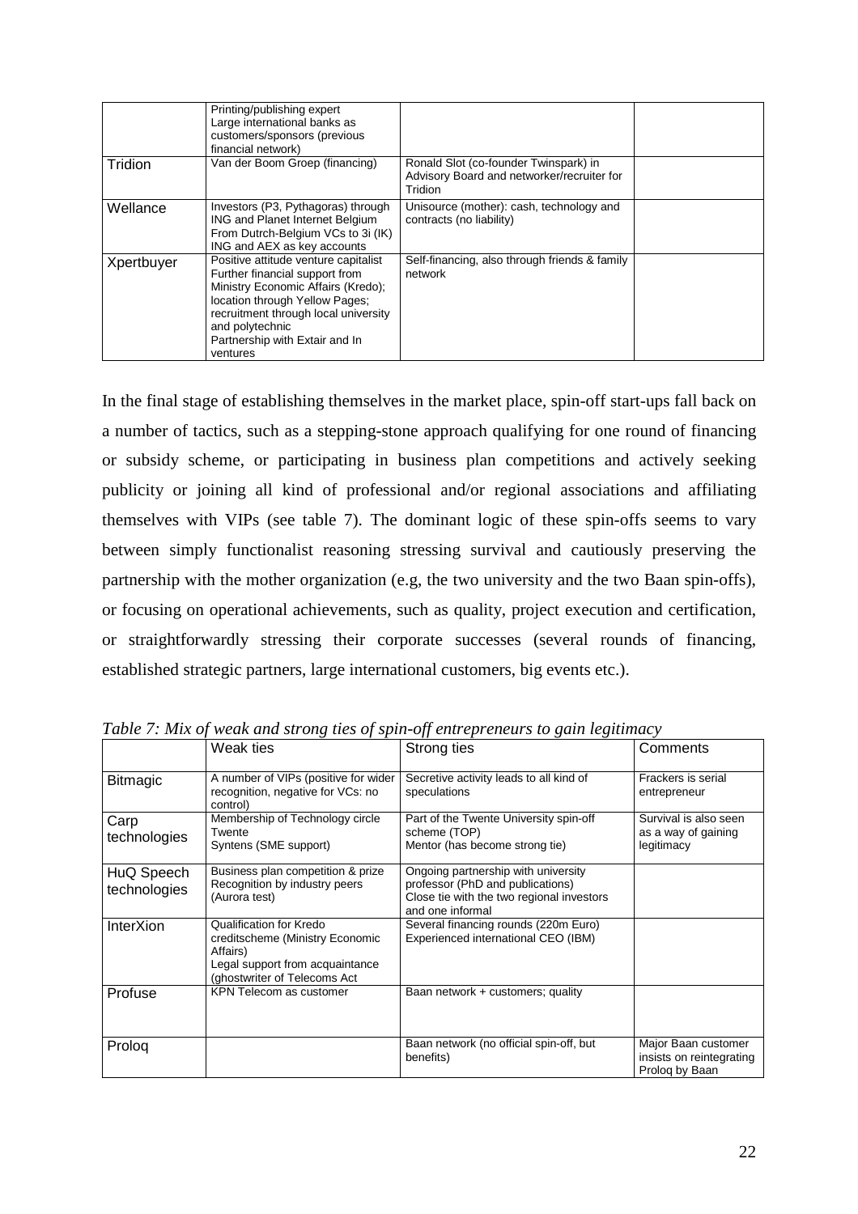|  | Printing/publishing expert<br>Large international banks as customers/sponsors (previous financial network) |  |  |
| --- | --- | --- | --- |
| Tridion | Van der Boom Groep (financing) | Ronald Slot (co-founder Twinspark) in Advisory Board and networker/recruiter for Tridion |  |
| Wellance | Investors (P3, Pythagoras) through ING and Planet Internet Belgium<br>From Dutrch-Belgium VCs to 3i (IK)<br>ING and AEX as key accounts | Unisource (mother): cash, technology and contracts (no liability) |  |
| Xpertbuyer | Positive attitude venture capitalist<br>Further financial support from Ministry Economic Affairs (Kredo); location through Yellow Pages; recruitment through local university and polytechnic<br>Partnership with Extair and In ventures | Self-financing, also through friends & family network |  |

In the final stage of establishing themselves in the market place, spin-off start-ups fall back on a number of tactics, such as a stepping-stone approach qualifying for one round of financing or subsidy scheme, or participating in business plan competitions and actively seeking publicity or joining all kind of professional and/or regional associations and affiliating themselves with VIPs (see table 7). The dominant logic of these spin-offs seems to vary between simply functionalist reasoning stressing survival and cautiously preserving the partnership with the mother organization (e.g, the two university and the two Baan spin-offs), or focusing on operational achievements, such as quality, project execution and certification, or straightforwardly stressing their corporate successes (several rounds of financing, established strategic partners, large international customers, big events etc.).

*Table 7: Mix of weak and strong ties of spin-off entrepreneurs to gain legitimacy*

|  | Weak ties | Strong ties | Comments |
| --- | --- | --- | --- |
| Bitmagic | A number of VIPs (positive for wider recognition, negative for VCs: no control) | Secretive activity leads to all kind of speculations | Frackers is serial entrepreneur |
| Carp technologies | Membership of Technology circle Twente<br>Syntens (SME support) | Part of the Twente University spin-off scheme (TOP)<br>Mentor (has become strong tie) | Survival is also seen as a way of gaining legitimacy |
| HuQ Speech technologies | Business plan competition & prize<br>Recognition by industry peers (Aurora test) | Ongoing partnership with university professor (PhD and publications)<br>Close tie with the two regional investors and one informal |  |
| InterXion | Qualification for Kredo creditscheme (Ministry Economic Affairs)<br>Legal support from acquaintance (ghostwriter of Telecoms Act | Several financing rounds (220m Euro)<br>Experienced international CEO (IBM) |  |
| Profuse | KPN Telecom as customer | Baan network + customers; quality |  |
| Proloq |  | Baan network (no official spin-off, but benefits) | Major Baan customer insists on reintegrating Proloq by Baan |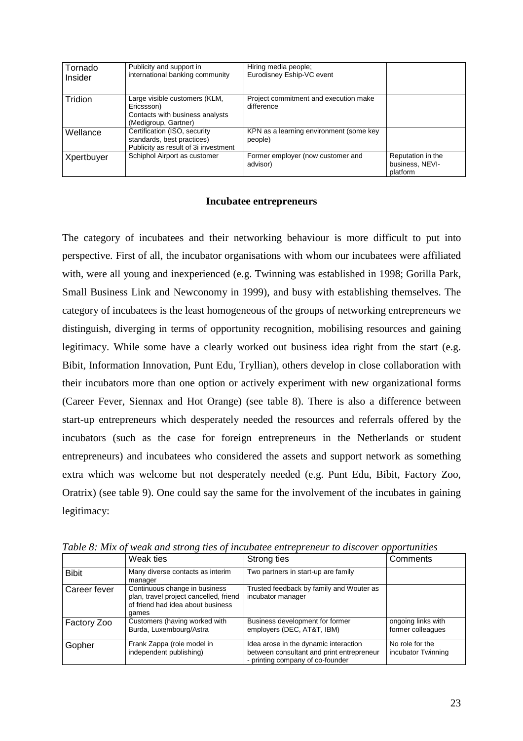| | | | |
|---|---|---|---|
| Tornado Insider | Publicity and support in international banking community | Hiring media people; Eurodisney Eship-VC event | |
| Tridion | Large visible customers (KLM, Ericssson) Contacts with business analysts (Medigroup, Gartner) | Project commitment and execution make difference | |
| Wellance | Certification (ISO, security standards, best practices) Publicity as result of 3i investment | KPN as a learning environment (some key people) | |
| Xpertbuyer | Schiphol Airport as customer | Former employer (now customer and advisor) | Reputation in the business, NEVI-platform |

### Incubatee entrepreneurs

The category of incubatees and their networking behaviour is more difficult to put into perspective. First of all, the incubator organisations with whom our incubatees were affiliated with, were all young and inexperienced (e.g. Twinning was established in 1998; Gorilla Park, Small Business Link and Newconomy in 1999), and busy with establishing themselves. The category of incubatees is the least homogeneous of the groups of networking entrepreneurs we distinguish, diverging in terms of opportunity recognition, mobilising resources and gaining legitimacy. While some have a clearly worked out business idea right from the start (e.g. Bibit, Information Innovation, Punt Edu, Tryllian), others develop in close collaboration with their incubators more than one option or actively experiment with new organizational forms (Career Fever, Siennax and Hot Orange) (see table 8). There is also a difference between start-up entrepreneurs which desperately needed the resources and referrals offered by the incubators (such as the case for foreign entrepreneurs in the Netherlands or student entrepreneurs) and incubatees who considered the assets and support network as something extra which was welcome but not desperately needed (e.g. Punt Edu, Bibit, Factory Zoo, Oratrix) (see table 9). One could say the same for the involvement of the incubates in gaining legitimacy:

*Table 8: Mix of weak and strong ties of incubatee entrepreneur to discover opportunities*

| | Weak ties | Strong ties | Comments |
|---|---|---|---|
| Bibit | Many diverse contacts as interim manager | Two partners in start-up are family | |
| Career fever | Continuous change in business plan, travel project cancelled, friend of friend had idea about business games | Trusted feedback by family and Wouter as incubator manager | |
| Factory Zoo | Customers (having worked with Burda, Luxembourg/Astra | Business development for former employers (DEC, AT&T, IBM) | ongoing links with former colleagues |
| Gopher | Frank Zappa (role model in independent publishing) | Idea arose in the dynamic interaction between consultant and print entrepreneur - printing company of co-founder | No role for the incubator Twinning |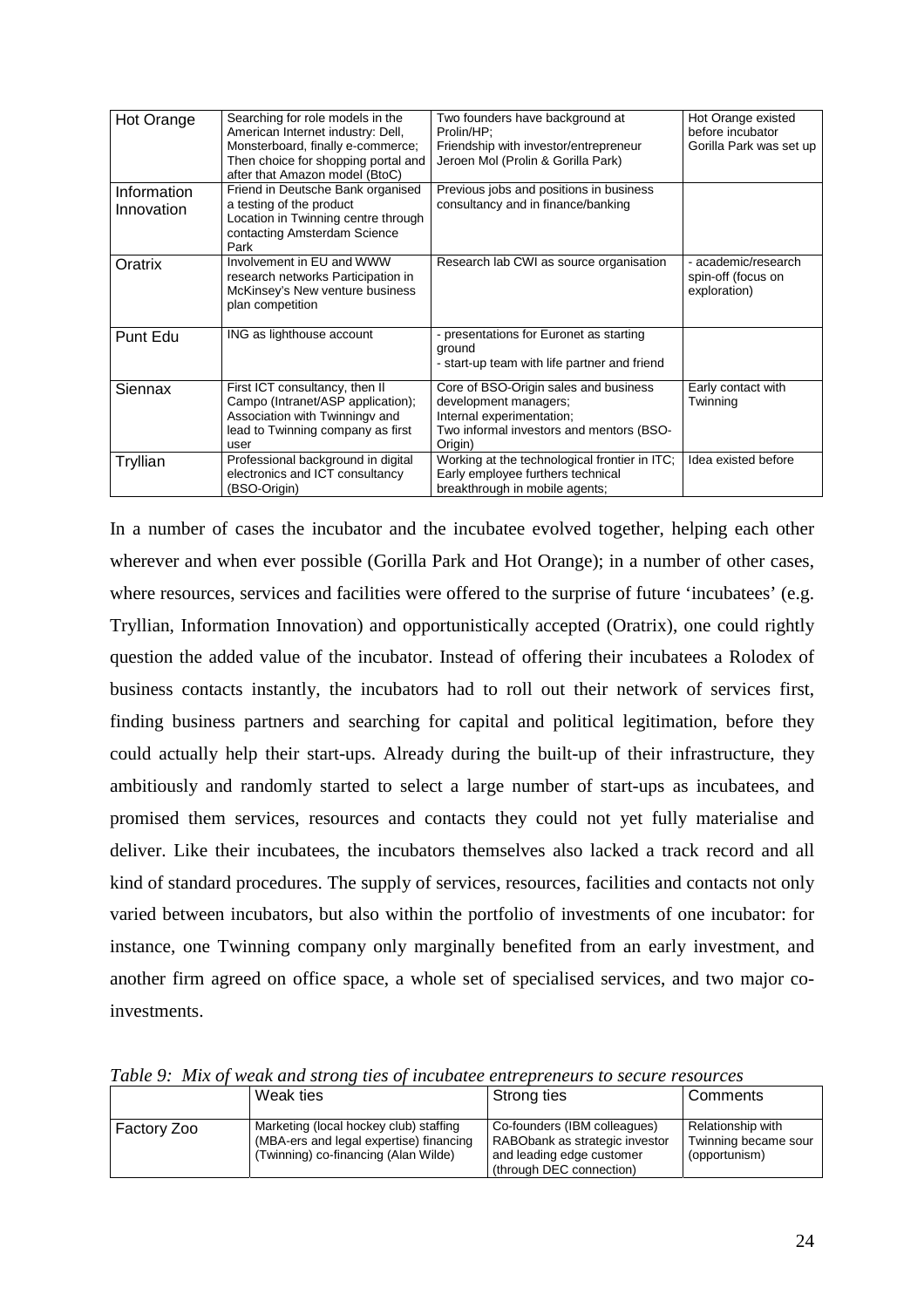| Hot Orange | Searching for role models in the American Internet industry: Dell, Monsterboard, finally e-commerce; Then choice for shopping portal and after that Amazon model (BtoC) | Two founders have background at Prolin/HP; Friendship with investor/entrepreneur Jeroen Mol (Prolin & Gorilla Park) | Hot Orange existed before incubator Gorilla Park was set up |
|---|---|---|---|
| Information Innovation | Friend in Deutsche Bank organised a testing of the product Location in Twinning centre through contacting Amsterdam Science Park | Previous jobs and positions in business consultancy and in finance/banking | |
| Oratrix | Involvement in EU and WWW research networks Participation in McKinsey's New venture business plan competition | Research lab CWI as source organisation | - academic/research spin-off (focus on exploration) |
| Punt Edu | ING as lighthouse account | - presentations for Euronet as starting ground<br>- start-up team with life partner and friend | |
| Siennax | First ICT consultancy, then Il Campo (Intranet/ASP application); Association with Twinningv and lead to Twinning company as first user | Core of BSO-Origin sales and business development managers; Internal experimentation; Two informal investors and mentors (BSO-Origin) | Early contact with Twinning |
| Tryllian | Professional background in digital electronics and ICT consultancy (BSO-Origin) | Working at the technological frontier in ITC; Early employee furthers technical breakthrough in mobile agents; | Idea existed before |

In a number of cases the incubator and the incubatee evolved together, helping each other wherever and when ever possible (Gorilla Park and Hot Orange); in a number of other cases, where resources, services and facilities were offered to the surprise of future 'incubatees' (e.g. Tryllian, Information Innovation) and opportunistically accepted (Oratrix), one could rightly question the added value of the incubator. Instead of offering their incubatees a Rolodex of business contacts instantly, the incubators had to roll out their network of services first, finding business partners and searching for capital and political legitimation, before they could actually help their start-ups. Already during the built-up of their infrastructure, they ambitiously and randomly started to select a large number of start-ups as incubatees, and promised them services, resources and contacts they could not yet fully materialise and deliver. Like their incubatees, the incubators themselves also lacked a track record and all kind of standard procedures. The supply of services, resources, facilities and contacts not only varied between incubators, but also within the portfolio of investments of one incubator: for instance, one Twinning company only marginally benefited from an early investment, and another firm agreed on office space, a whole set of specialised services, and two major co-investments.

*Table 9: Mix of weak and strong ties of incubatee entrepreneurs to secure resources*

| | Weak ties | Strong ties | Comments |
|---|---|---|---|
| Factory Zoo | Marketing (local hockey club) staffing (MBA-ers and legal expertise) financing (Twinning) co-financing (Alan Wilde) | Co-founders (IBM colleagues) RABObank as strategic investor and leading edge customer (through DEC connection) | Relationship with Twinning became sour (opportunism) |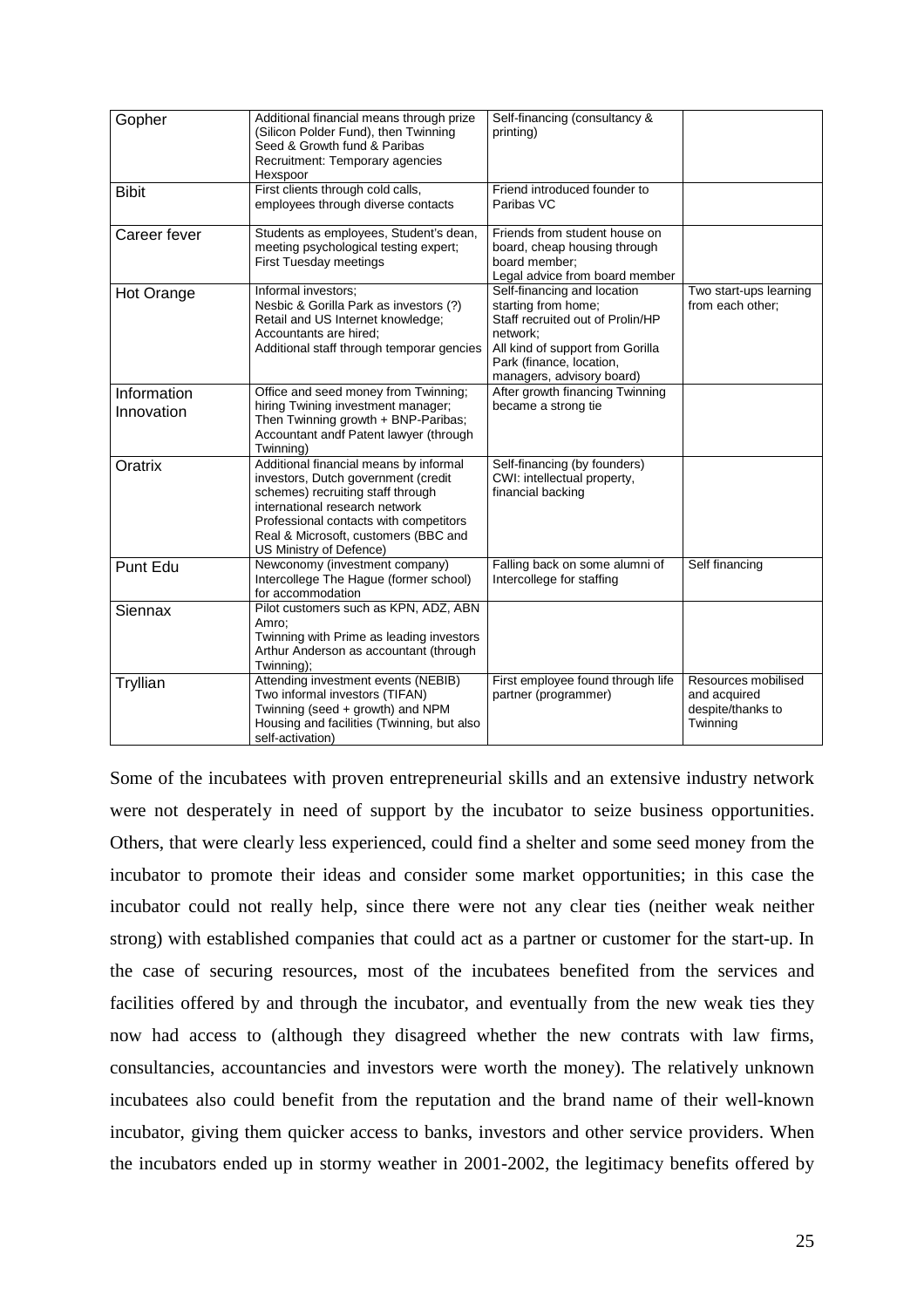| | | | |
|---|---|---|---|
| Gopher | Additional financial means through prize (Silicon Polder Fund), then Twinning Seed & Growth fund & Paribas Recruitment: Temporary agencies Hexspoor | Self-financing (consultancy & printing) | |
| Bibit | First clients through cold calls, employees through diverse contacts | Friend introduced founder to Paribas VC | |
| Career fever | Students as employees, Student's dean, meeting psychological testing expert; First Tuesday meetings | Friends from student house on board, cheap housing through board member; Legal advice from board member | |
| Hot Orange | Informal investors; Nesbic & Gorilla Park as investors (?) Retail and US Internet knowledge; Accountants are hired; Additional staff through temporar gencies | Self-financing and location starting from home; Staff recruited out of Prolin/HP network; All kind of support from Gorilla Park (finance, location, managers, advisory board) | Two start-ups learning from each other; |
| Information Innovation | Office and seed money from Twinning; hiring Twining investment manager; Then Twinning growth + BNP-Paribas; Accountant andf Patent lawyer (through Twinning) | After growth financing Twinning became a strong tie | |
| Oratrix | Additional financial means by informal investors, Dutch government (credit schemes) recruiting staff through international research network Professional contacts with competitors Real & Microsoft, customers (BBC and US Ministry of Defence) | Self-financing (by founders) CWI: intellectual property, financial backing | |
| Punt Edu | Newconomy (investment company) Intercollege The Hague (former school) for accommodation | Falling back on some alumni of Intercollege for staffing | Self financing |
| Siennax | Pilot customers such as KPN, ADZ, ABN Amro; Twinning with Prime as leading investors Arthur Anderson as accountant (through Twinning); | | |
| Tryllian | Attending investment events (NEBIB) Two informal investors (TIFAN) Twinning (seed + growth) and NPM Housing and facilities (Twinning, but also self-activation) | First employee found through life partner (programmer) | Resources mobilised and acquired despite/thanks to Twinning |

Some of the incubatees with proven entrepreneurial skills and an extensive industry network were not desperately in need of support by the incubator to seize business opportunities. Others, that were clearly less experienced, could find a shelter and some seed money from the incubator to promote their ideas and consider some market opportunities; in this case the incubator could not really help, since there were not any clear ties (neither weak neither strong) with established companies that could act as a partner or customer for the start-up. In the case of securing resources, most of the incubatees benefited from the services and facilities offered by and through the incubator, and eventually from the new weak ties they now had access to (although they disagreed whether the new contrats with law firms, consultancies, accountancies and investors were worth the money). The relatively unknown incubatees also could benefit from the reputation and the brand name of their well-known incubator, giving them quicker access to banks, investors and other service providers. When the incubators ended up in stormy weather in 2001-2002, the legitimacy benefits offered by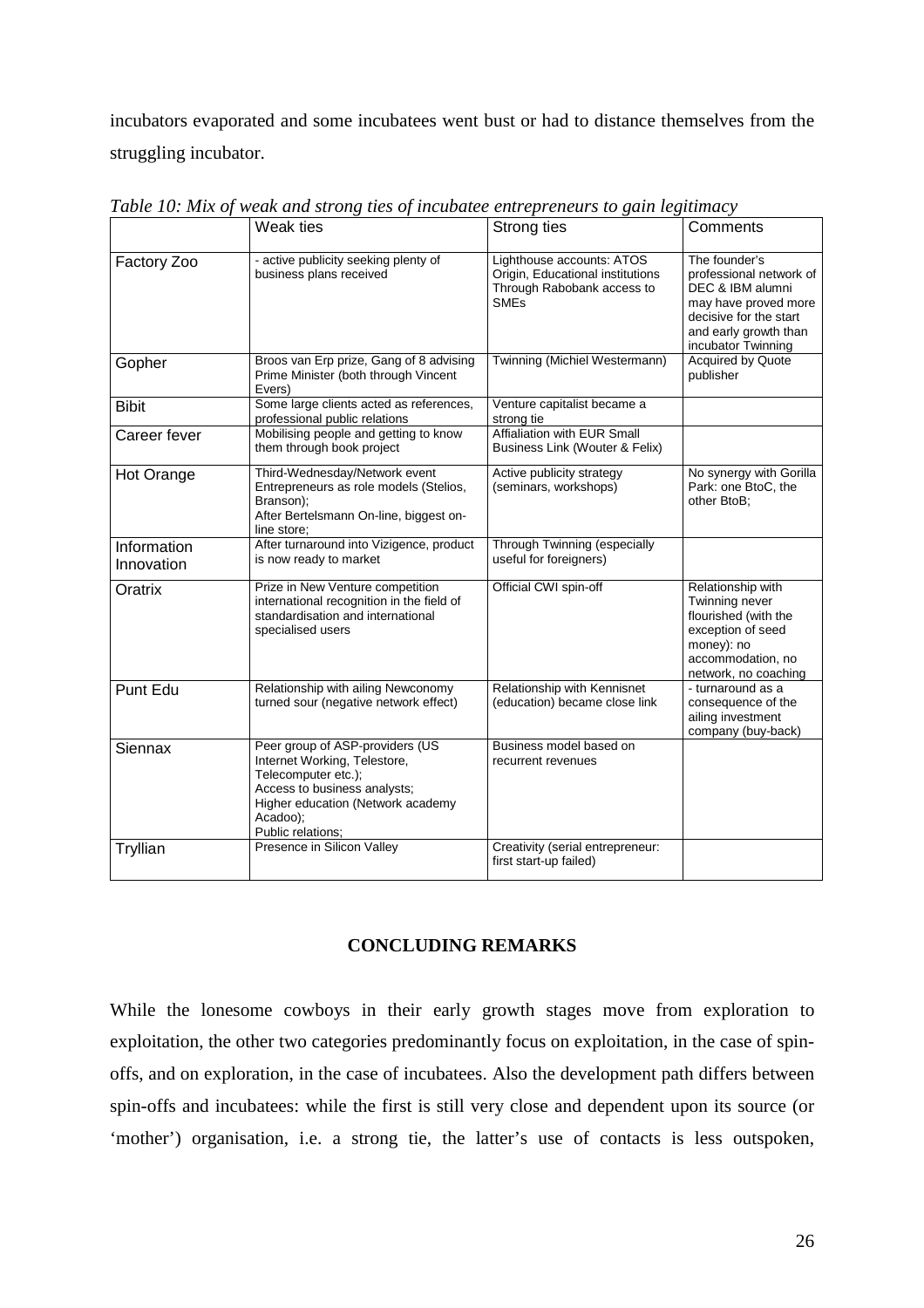incubators evaporated and some incubatees went bust or had to distance themselves from the struggling incubator.

*Table 10: Mix of weak and strong ties of incubatee entrepreneurs to gain legitimacy*

| | Weak ties | Strong ties | Comments |
|---|---|---|---|
| Factory Zoo | - active publicity seeking plenty of business plans received | Lighthouse accounts: ATOS Origin, Educational institutions Through Rabobank access to SMEs | The founder's professional network of DEC & IBM alumni may have proved more decisive for the start and early growth than incubator Twinning |
| Gopher | Broos van Erp prize, Gang of 8 advising Prime Minister (both through Vincent Evers) | Twinning (Michiel Westermann) | Acquired by Quote publisher |
| Bibit | Some large clients acted as references, professional public relations | Venture capitalist became a strong tie | |
| Career fever | Mobilising people and getting to know them through book project | Affialiation with EUR Small Business Link (Wouter & Felix) | |
| Hot Orange | Third-Wednesday/Network event Entrepreneurs as role models (Stelios, Branson); After Bertelsmann On-line, biggest on-line store; | Active publicity strategy (seminars, workshops) | No synergy with Gorilla Park: one BtoC, the other BtoB; |
| Information Innovation | After turnaround into Vizigence, product is now ready to market | Through Twinning (especially useful for foreigners) | |
| Oratrix | Prize in New Venture competition international recognition in the field of standardisation and international specialised users | Official CWI spin-off | Relationship with Twinning never flourished (with the exception of seed money): no accommodation, no network, no coaching |
| Punt Edu | Relationship with ailing Newconomy turned sour (negative network effect) | Relationship with Kennisnet (education) became close link | - turnaround as a consequence of the ailing investment company (buy-back) |
| Siennax | Peer group of ASP-providers (US Internet Working, Telestore, Telecomputer etc.); Access to business analysts; Higher education (Network academy Acadoo); Public relations; | Business model based on recurrent revenues | |
| Tryllian | Presence in Silicon Valley | Creativity (serial entrepreneur: first start-up failed) | |

## CONCLUDING REMARKS

While the lonesome cowboys in their early growth stages move from exploration to exploitation, the other two categories predominantly focus on exploitation, in the case of spin-offs, and on exploration, in the case of incubatees. Also the development path differs between spin-offs and incubatees: while the first is still very close and dependent upon its source (or 'mother') organisation, i.e. a strong tie, the latter's use of contacts is less outspoken,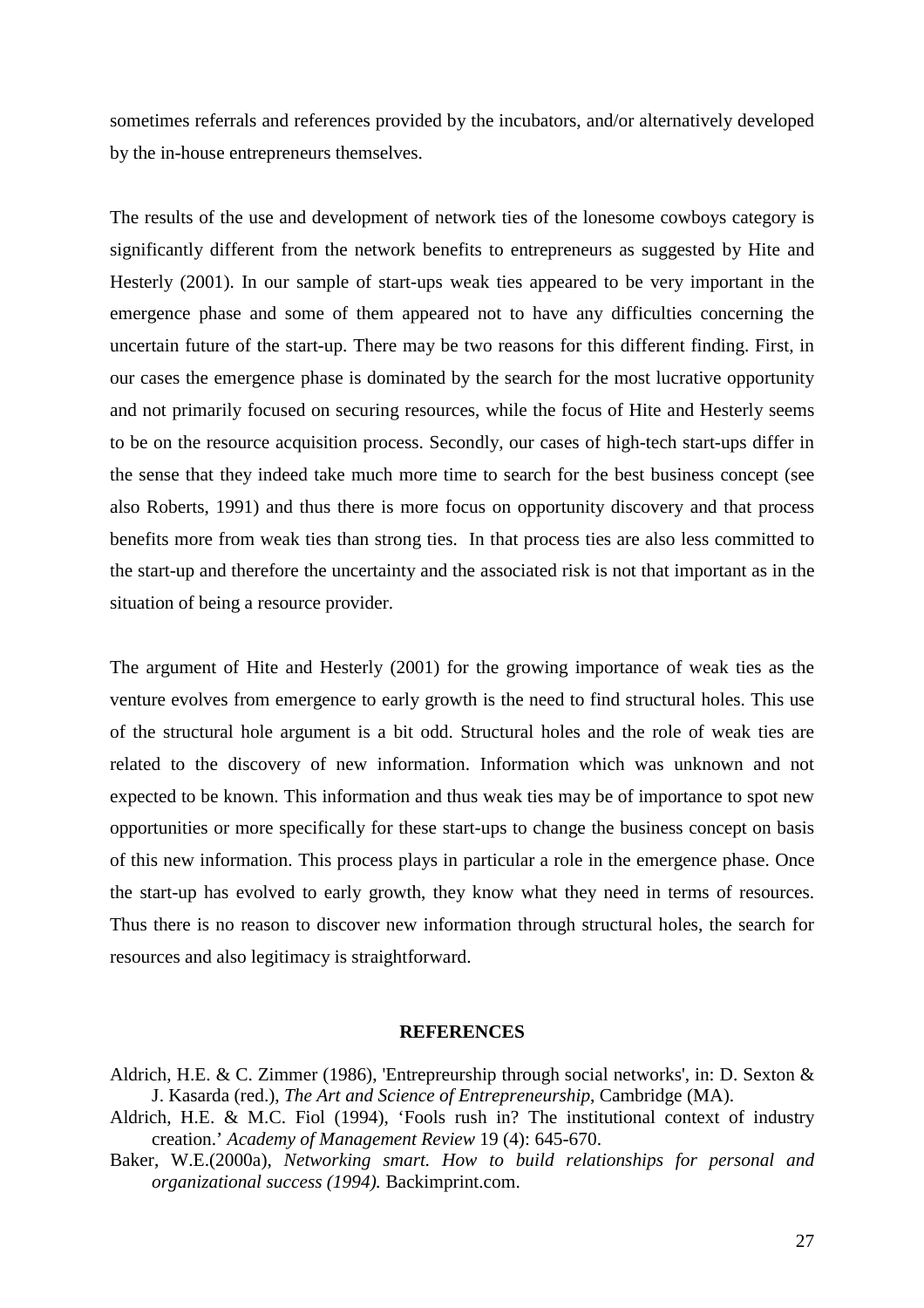sometimes referrals and references provided by the incubators, and/or alternatively developed by the in-house entrepreneurs themselves.

The results of the use and development of network ties of the lonesome cowboys category is significantly different from the network benefits to entrepreneurs as suggested by Hite and Hesterly (2001). In our sample of start-ups weak ties appeared to be very important in the emergence phase and some of them appeared not to have any difficulties concerning the uncertain future of the start-up. There may be two reasons for this different finding. First, in our cases the emergence phase is dominated by the search for the most lucrative opportunity and not primarily focused on securing resources, while the focus of Hite and Hesterly seems to be on the resource acquisition process. Secondly, our cases of high-tech start-ups differ in the sense that they indeed take much more time to search for the best business concept (see also Roberts, 1991) and thus there is more focus on opportunity discovery and that process benefits more from weak ties than strong ties. In that process ties are also less committed to the start-up and therefore the uncertainty and the associated risk is not that important as in the situation of being a resource provider.

The argument of Hite and Hesterly (2001) for the growing importance of weak ties as the venture evolves from emergence to early growth is the need to find structural holes. This use of the structural hole argument is a bit odd. Structural holes and the role of weak ties are related to the discovery of new information. Information which was unknown and not expected to be known. This information and thus weak ties may be of importance to spot new opportunities or more specifically for these start-ups to change the business concept on basis of this new information. This process plays in particular a role in the emergence phase. Once the start-up has evolved to early growth, they know what they need in terms of resources. Thus there is no reason to discover new information through structural holes, the search for resources and also legitimacy is straightforward.

## REFERENCES

Aldrich, H.E. & C. Zimmer (1986), 'Entrepreurship through social networks', in: D. Sexton & J. Kasarda (red.), *The Art and Science of Entrepreneurship*, Cambridge (MA).

Aldrich, H.E. & M.C. Fiol (1994), 'Fools rush in? The institutional context of industry creation.' *Academy of Management Review* 19 (4): 645-670.

Baker, W.E.(2000a), *Networking smart. How to build relationships for personal and organizational success (1994).* Backimprint.com.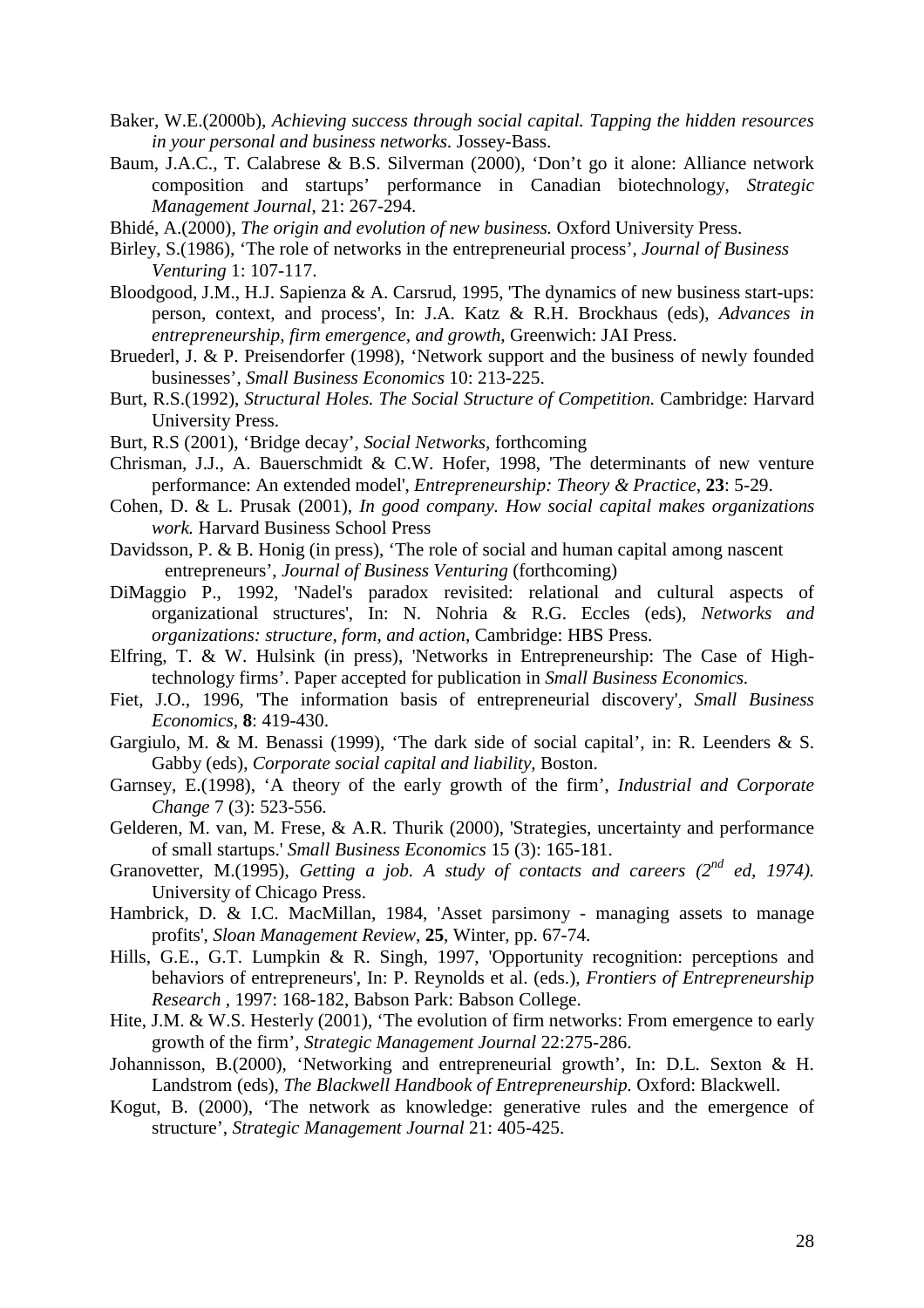Baker, W.E.(2000b), *Achieving success through social capital. Tapping the hidden resources in your personal and business networks.* Jossey-Bass.

Baum, J.A.C., T. Calabrese & B.S. Silverman (2000), 'Don't go it alone: Alliance network composition and startups' performance in Canadian biotechnology, *Strategic Management Journal*, 21: 267-294.

Bhidé, A.(2000), *The origin and evolution of new business.* Oxford University Press.

Birley, S.(1986), 'The role of networks in the entrepreneurial process', *Journal of Business Venturing* 1: 107-117.

Bloodgood, J.M., H.J. Sapienza & A. Carsrud, 1995, 'The dynamics of new business start-ups: person, context, and process', In: J.A. Katz & R.H. Brockhaus (eds), *Advances in entrepreneurship, firm emergence, and growth*, Greenwich: JAI Press.

Bruederl, J. & P. Preisendorfer (1998), 'Network support and the business of newly founded businesses', *Small Business Economics* 10: 213-225.

Burt, R.S.(1992), *Structural Holes. The Social Structure of Competition.* Cambridge: Harvard University Press.

Burt, R.S (2001), 'Bridge decay', *Social Networks*, forthcoming

Chrisman, J.J., A. Bauerschmidt & C.W. Hofer, 1998, 'The determinants of new venture performance: An extended model', *Entrepreneurship: Theory & Practice*, **23**: 5-29.

Cohen, D. & L. Prusak (2001), *In good company. How social capital makes organizations work.* Harvard Business School Press

Davidsson, P. & B. Honig (in press), 'The role of social and human capital among nascent entrepreneurs', *Journal of Business Venturing* (forthcoming)

DiMaggio P., 1992, 'Nadel's paradox revisited: relational and cultural aspects of organizational structures', In: N. Nohria & R.G. Eccles (eds), *Networks and organizations: structure, form, and action*, Cambridge: HBS Press.

Elfring, T. & W. Hulsink (in press), 'Networks in Entrepreneurship: The Case of High-technology firms'. Paper accepted for publication in *Small Business Economics.*

Fiet, J.O., 1996, 'The information basis of entrepreneurial discovery', *Small Business Economics*, **8**: 419-430.

Gargiulo, M. & M. Benassi (1999), 'The dark side of social capital', in: R. Leenders & S. Gabby (eds), *Corporate social capital and liability*, Boston.

Garnsey, E.(1998), 'A theory of the early growth of the firm', *Industrial and Corporate Change* 7 (3): 523-556.

Gelderen, M. van, M. Frese, & A.R. Thurik (2000), 'Strategies, uncertainty and performance of small startups.' *Small Business Economics* 15 (3): 165-181.

Granovetter, M.(1995), *Getting a job. A study of contacts and careers (2nd ed, 1974).* University of Chicago Press.

Hambrick, D. & I.C. MacMillan, 1984, 'Asset parsimony - managing assets to manage profits', *Sloan Management Review*, **25**, Winter, pp. 67-74.

Hills, G.E., G.T. Lumpkin & R. Singh, 1997, 'Opportunity recognition: perceptions and behaviors of entrepreneurs', In: P. Reynolds et al. (eds.), *Frontiers of Entrepreneurship Research* , 1997: 168-182, Babson Park: Babson College.

Hite, J.M. & W.S. Hesterly (2001), 'The evolution of firm networks: From emergence to early growth of the firm', *Strategic Management Journal* 22:275-286.

Johannisson, B.(2000), 'Networking and entrepreneurial growth', In: D.L. Sexton & H. Landstrom (eds), *The Blackwell Handbook of Entrepreneurship.* Oxford: Blackwell.

Kogut, B. (2000), 'The network as knowledge: generative rules and the emergence of structure', *Strategic Management Journal* 21: 405-425.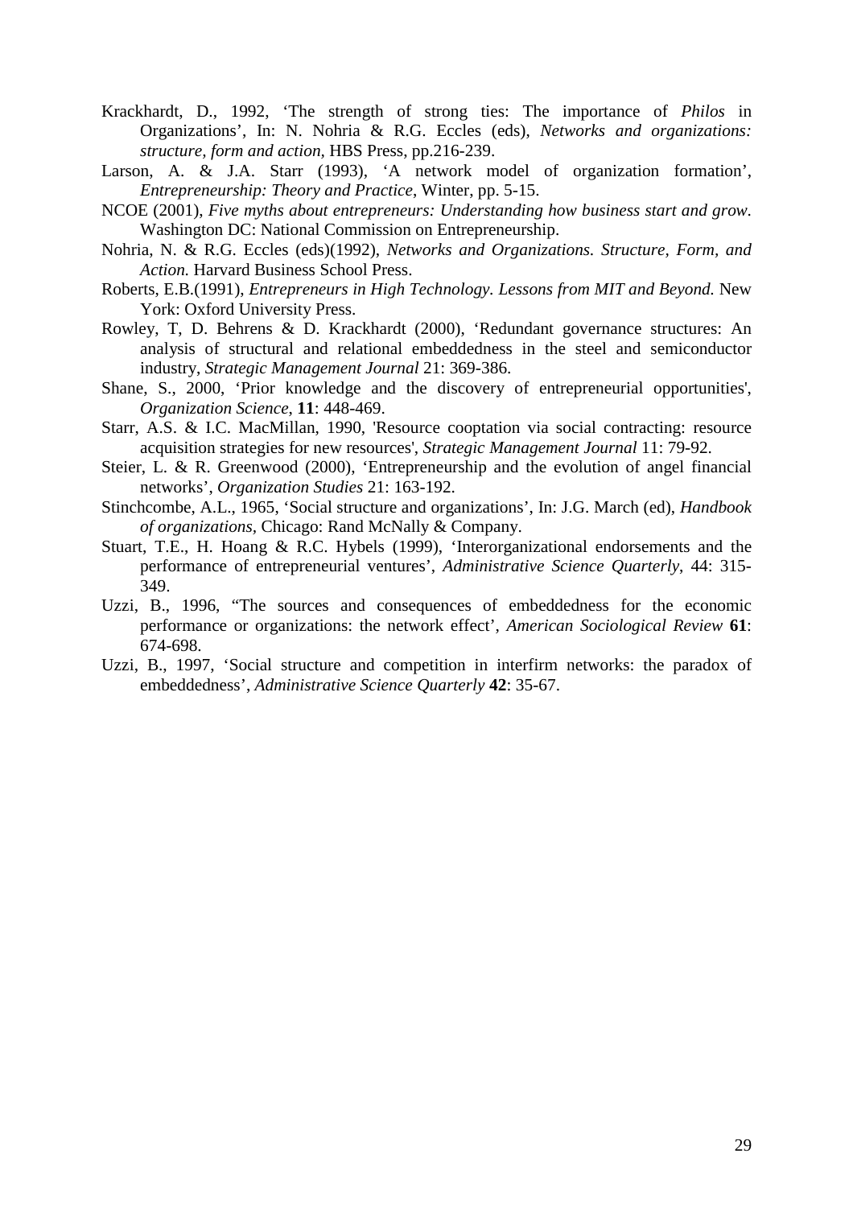Krackhardt, D., 1992, 'The strength of strong ties: The importance of *Philos* in Organizations', In: N. Nohria & R.G. Eccles (eds), *Networks and organizations: structure, form and action*, HBS Press, pp.216-239.

Larson, A. & J.A. Starr (1993), 'A network model of organization formation', *Entrepreneurship: Theory and Practice*, Winter, pp. 5-15.

NCOE (2001), *Five myths about entrepreneurs: Understanding how business start and grow.* Washington DC: National Commission on Entrepreneurship.

Nohria, N. & R.G. Eccles (eds)(1992), *Networks and Organizations. Structure, Form, and Action.* Harvard Business School Press.

Roberts, E.B.(1991), *Entrepreneurs in High Technology. Lessons from MIT and Beyond.* New York: Oxford University Press.

Rowley, T, D. Behrens & D. Krackhardt (2000), 'Redundant governance structures: An analysis of structural and relational embeddedness in the steel and semiconductor industry, *Strategic Management Journal* 21: 369-386.

Shane, S., 2000, 'Prior knowledge and the discovery of entrepreneurial opportunities', *Organization Science*, **11**: 448-469.

Starr, A.S. & I.C. MacMillan, 1990, 'Resource cooptation via social contracting: resource acquisition strategies for new resources', *Strategic Management Journal* 11: 79-92.

Steier, L. & R. Greenwood (2000), 'Entrepreneurship and the evolution of angel financial networks', *Organization Studies* 21: 163-192.

Stinchcombe, A.L., 1965, 'Social structure and organizations', In: J.G. March (ed), *Handbook of organizations*, Chicago: Rand McNally & Company.

Stuart, T.E., H. Hoang & R.C. Hybels (1999), 'Interorganizational endorsements and the performance of entrepreneurial ventures', *Administrative Science Quarterly*, 44: 315-349.

Uzzi, B., 1996, "The sources and consequences of embeddedness for the economic performance or organizations: the network effect', *American Sociological Review* **61**: 674-698.

Uzzi, B., 1997, 'Social structure and competition in interfirm networks: the paradox of embeddedness', *Administrative Science Quarterly* **42**: 35-67.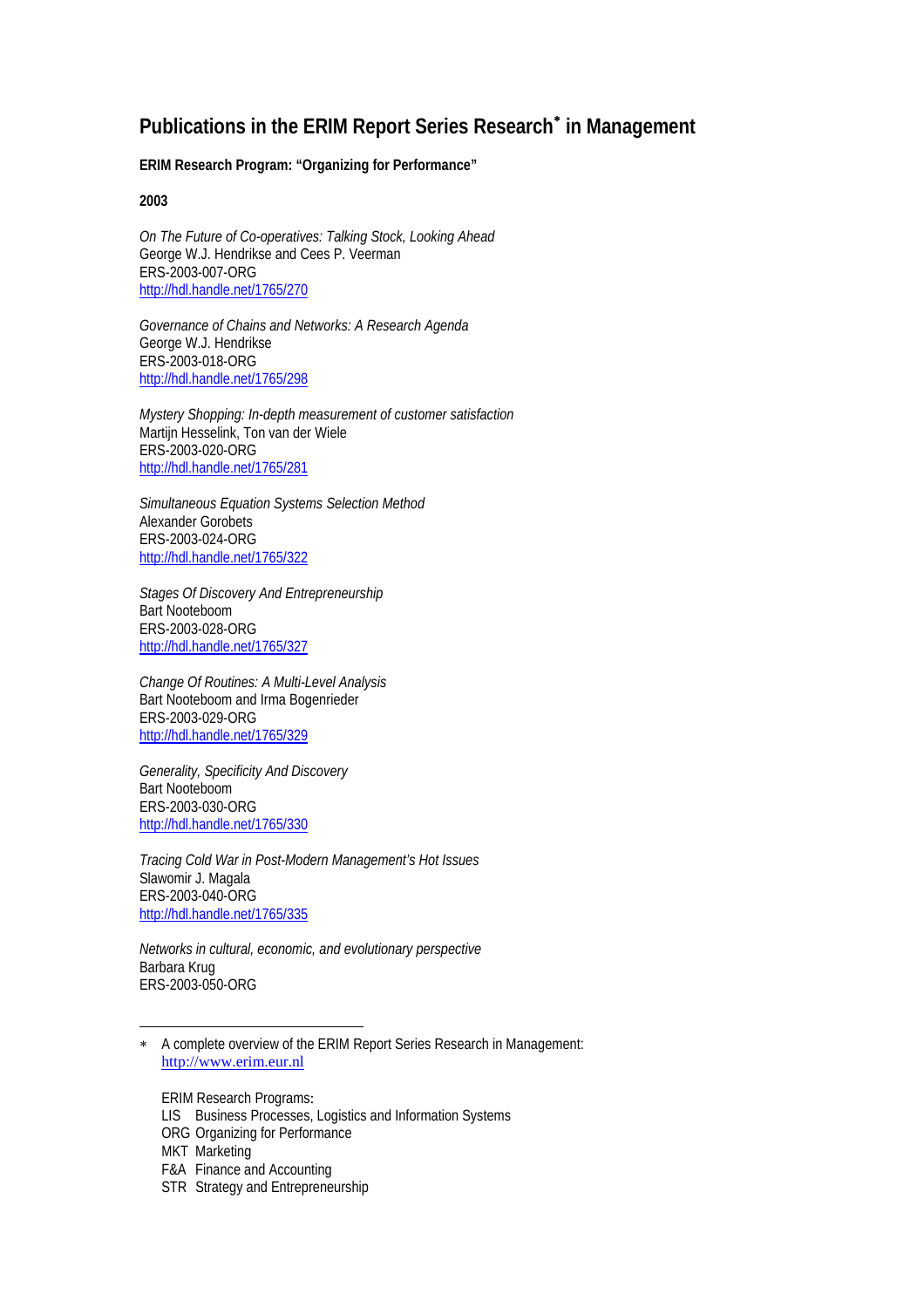# Publications in the ERIM Report Series Research[*] in Management

**ERIM Research Program: "Organizing for Performance"**

**2003**

*On The Future of Co-operatives: Talking Stock, Looking Ahead*
George W.J. Hendrikse and Cees P. Veerman
ERS-2003-007-ORG
http://hdl.handle.net/1765/270

*Governance of Chains and Networks: A Research Agenda*
George W.J. Hendrikse
ERS-2003-018-ORG
http://hdl.handle.net/1765/298

*Mystery Shopping: In-depth measurement of customer satisfaction*
Martijn Hesselink, Ton van der Wiele
ERS-2003-020-ORG
http://hdl.handle.net/1765/281

*Simultaneous Equation Systems Selection Method*
Alexander Gorobets
ERS-2003-024-ORG
http://hdl.handle.net/1765/322

*Stages Of Discovery And Entrepreneurship*
Bart Nooteboom
ERS-2003-028-ORG
http://hdl.handle.net/1765/327

*Change Of Routines: A Multi-Level Analysis*
Bart Nooteboom and Irma Bogenrieder
ERS-2003-029-ORG
http://hdl.handle.net/1765/329

*Generality, Specificity And Discovery*
Bart Nooteboom
ERS-2003-030-ORG
http://hdl.handle.net/1765/330

*Tracing Cold War in Post-Modern Management's Hot Issues*
Slawomir J. Magala
ERS-2003-040-ORG
http://hdl.handle.net/1765/335

*Networks in cultural, economic, and evolutionary perspective*
Barbara Krug
ERS-2003-050-ORG

---

[*] A complete overview of the ERIM Report Series Research in Management:
http://www.erim.eur.nl

ERIM Research Programs:
LIS Business Processes, Logistics and Information Systems
ORG Organizing for Performance
MKT Marketing
F&A Finance and Accounting
STR Strategy and Entrepreneurship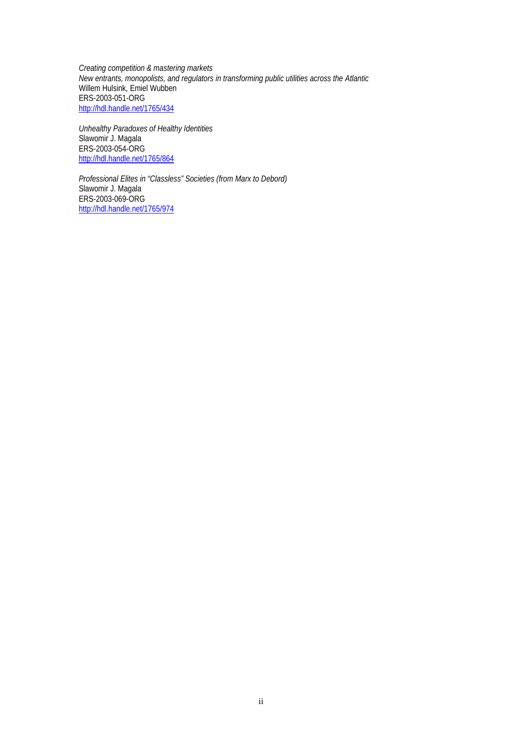*Creating competition & mastering markets*
*New entrants, monopolists, and regulators in transforming public utilities across the Atlantic*
Willem Hulsink, Emiel Wubben
ERS-2003-051-ORG
http://hdl.handle.net/1765/434

*Unhealthy Paradoxes of Healthy Identities*
Slawomir J. Magala
ERS-2003-054-ORG
http://hdl.handle.net/1765/864

*Professional Elites in "Classless" Societies (from Marx to Debord)*
Slawomir J. Magala
ERS-2003-069-ORG
http://hdl.handle.net/1765/974